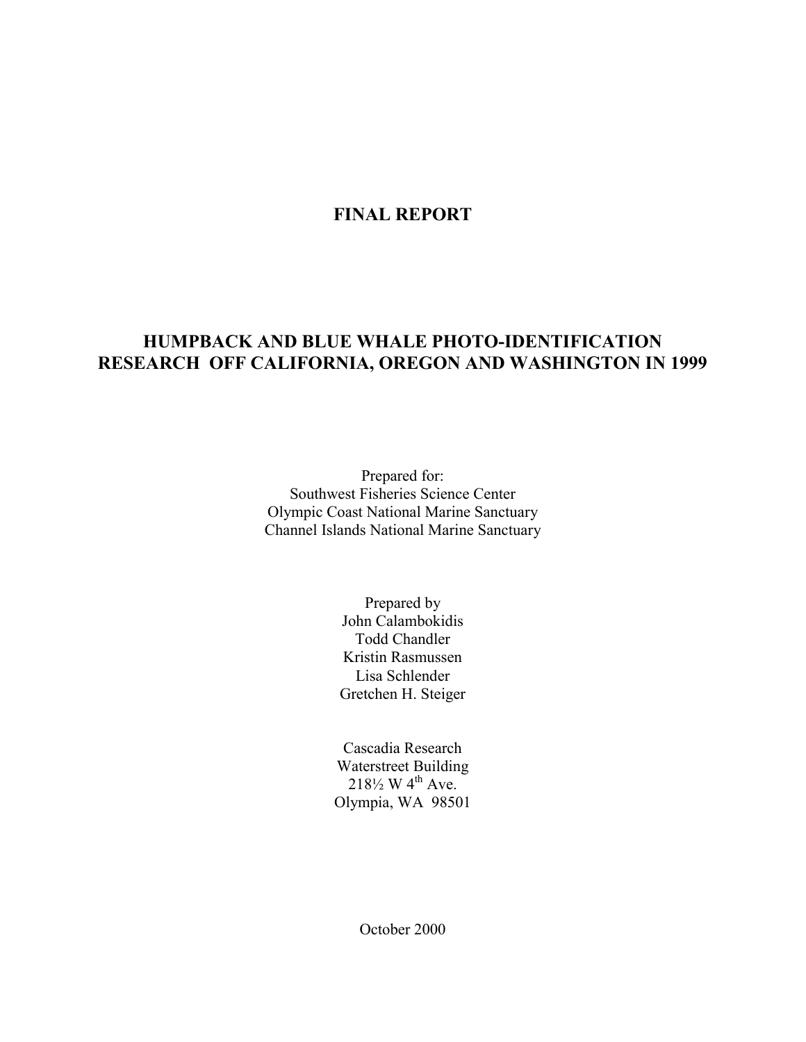# FINAL REPORT

# HUMPBACK AND BLUE WHALE PHOTO-IDENTIFICATION RESEARCH OFF CALIFORNIA, OREGON AND WASHINGTON IN 1999

Prepared for:
Southwest Fisheries Science Center
Olympic Coast National Marine Sanctuary
Channel Islands National Marine Sanctuary

Prepared by
John Calambokidis
Todd Chandler
Kristin Rasmussen
Lisa Schlender
Gretchen H. Steiger

Cascadia Research
Waterstreet Building
218½ W 4th Ave.
Olympia, WA 98501

October 2000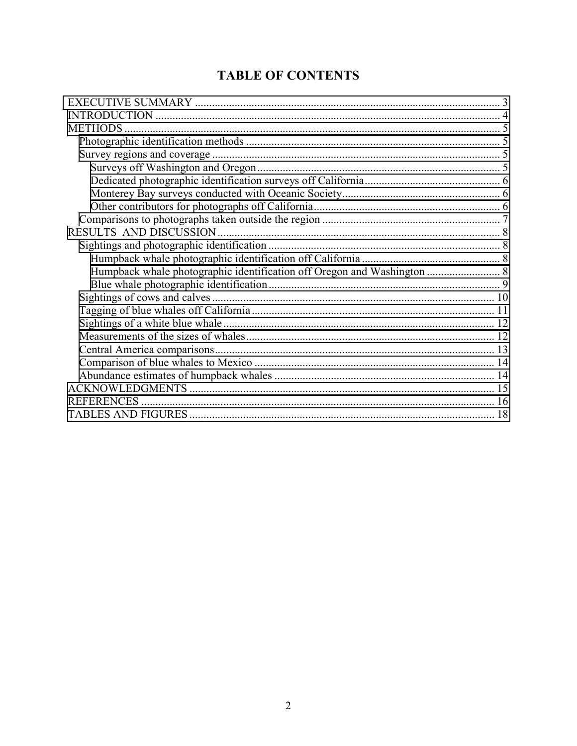# TABLE OF CONTENTS

- EXECUTIVE SUMMARY ..... 3
- INTRODUCTION ..... 4
- METHODS ..... 5
  - Photographic identification methods ..... 5
  - Survey regions and coverage ..... 5
    - Surveys off Washington and Oregon ..... 5
    - Dedicated photographic identification surveys off California ..... 6
    - Monterey Bay surveys conducted with Oceanic Society ..... 6
    - Other contributors for photographs off California ..... 6
  - Comparisons to photographs taken outside the region ..... 7
- RESULTS AND DISCUSSION ..... 8
  - Sightings and photographic identification ..... 8
    - Humpback whale photographic identification off California ..... 8
    - Humpback whale photographic identification off Oregon and Washington ..... 8
    - Blue whale photographic identification ..... 9
  - Sightings of cows and calves ..... 10
  - Tagging of blue whales off California ..... 11
  - Sightings of a white blue whale ..... 12
  - Measurements of the sizes of whales ..... 12
  - Central America comparisons ..... 13
  - Comparison of blue whales to Mexico ..... 14
  - Abundance estimates of humpback whales ..... 14
- ACKNOWLEDGMENTS ..... 15
- REFERENCES ..... 16
- TABLES AND FIGURES ..... 18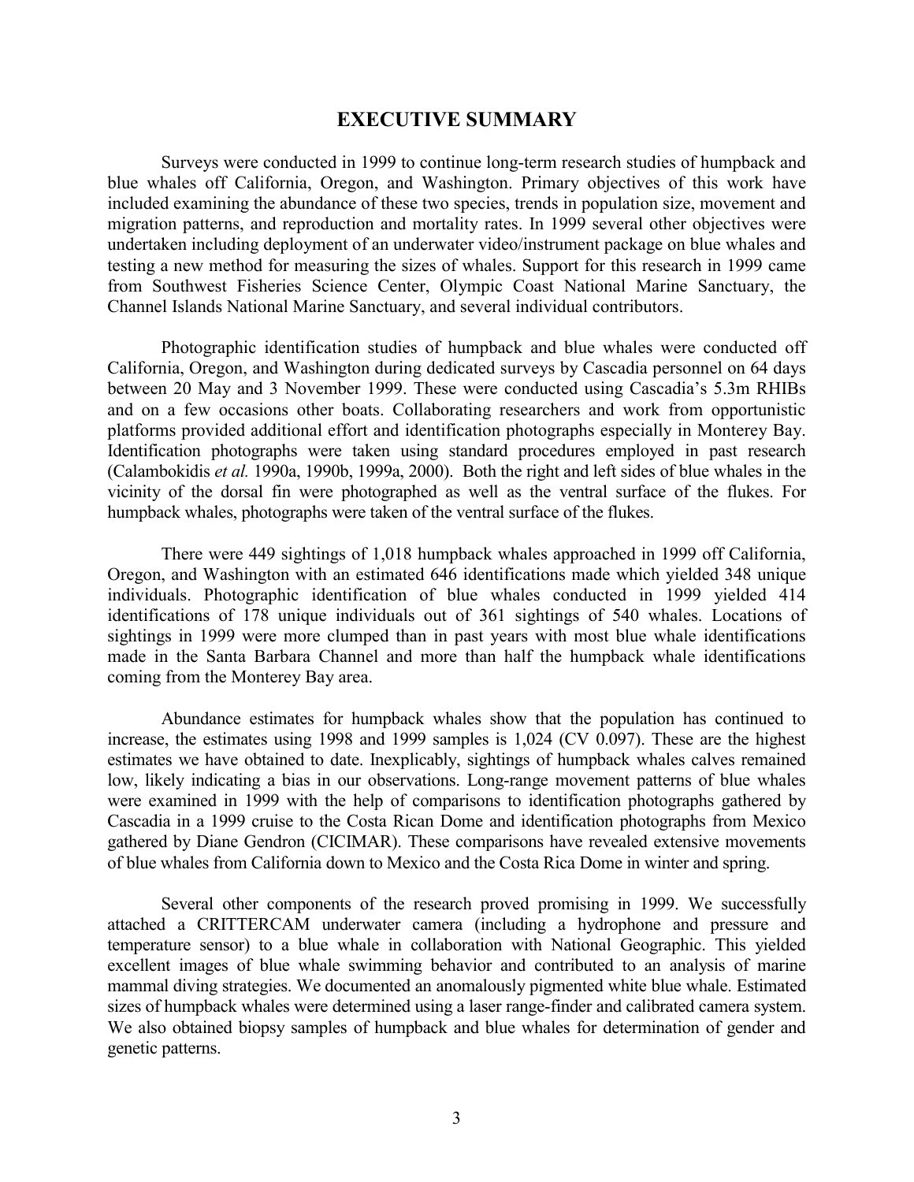# EXECUTIVE SUMMARY

Surveys were conducted in 1999 to continue long-term research studies of humpback and blue whales off California, Oregon, and Washington. Primary objectives of this work have included examining the abundance of these two species, trends in population size, movement and migration patterns, and reproduction and mortality rates. In 1999 several other objectives were undertaken including deployment of an underwater video/instrument package on blue whales and testing a new method for measuring the sizes of whales. Support for this research in 1999 came from Southwest Fisheries Science Center, Olympic Coast National Marine Sanctuary, the Channel Islands National Marine Sanctuary, and several individual contributors.

Photographic identification studies of humpback and blue whales were conducted off California, Oregon, and Washington during dedicated surveys by Cascadia personnel on 64 days between 20 May and 3 November 1999. These were conducted using Cascadia's 5.3m RHIBs and on a few occasions other boats. Collaborating researchers and work from opportunistic platforms provided additional effort and identification photographs especially in Monterey Bay. Identification photographs were taken using standard procedures employed in past research (Calambokidis *et al.* 1990a, 1990b, 1999a, 2000). Both the right and left sides of blue whales in the vicinity of the dorsal fin were photographed as well as the ventral surface of the flukes. For humpback whales, photographs were taken of the ventral surface of the flukes.

There were 449 sightings of 1,018 humpback whales approached in 1999 off California, Oregon, and Washington with an estimated 646 identifications made which yielded 348 unique individuals. Photographic identification of blue whales conducted in 1999 yielded 414 identifications of 178 unique individuals out of 361 sightings of 540 whales. Locations of sightings in 1999 were more clumped than in past years with most blue whale identifications made in the Santa Barbara Channel and more than half the humpback whale identifications coming from the Monterey Bay area.

Abundance estimates for humpback whales show that the population has continued to increase, the estimates using 1998 and 1999 samples is 1,024 (CV 0.097). These are the highest estimates we have obtained to date. Inexplicably, sightings of humpback whales calves remained low, likely indicating a bias in our observations. Long-range movement patterns of blue whales were examined in 1999 with the help of comparisons to identification photographs gathered by Cascadia in a 1999 cruise to the Costa Rican Dome and identification photographs from Mexico gathered by Diane Gendron (CICIMAR). These comparisons have revealed extensive movements of blue whales from California down to Mexico and the Costa Rica Dome in winter and spring.

Several other components of the research proved promising in 1999. We successfully attached a CRITTERCAM underwater camera (including a hydrophone and pressure and temperature sensor) to a blue whale in collaboration with National Geographic. This yielded excellent images of blue whale swimming behavior and contributed to an analysis of marine mammal diving strategies. We documented an anomalously pigmented white blue whale. Estimated sizes of humpback whales were determined using a laser range-finder and calibrated camera system. We also obtained biopsy samples of humpback and blue whales for determination of gender and genetic patterns.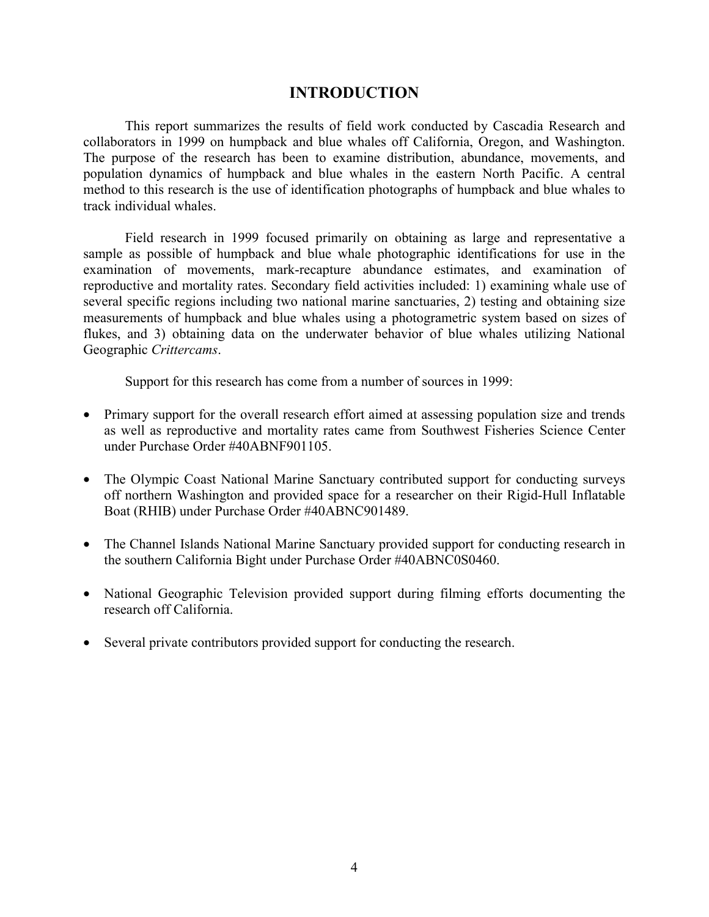# INTRODUCTION

This report summarizes the results of field work conducted by Cascadia Research and collaborators in 1999 on humpback and blue whales off California, Oregon, and Washington. The purpose of the research has been to examine distribution, abundance, movements, and population dynamics of humpback and blue whales in the eastern North Pacific. A central method to this research is the use of identification photographs of humpback and blue whales to track individual whales.

Field research in 1999 focused primarily on obtaining as large and representative a sample as possible of humpback and blue whale photographic identifications for use in the examination of movements, mark-recapture abundance estimates, and examination of reproductive and mortality rates. Secondary field activities included: 1) examining whale use of several specific regions including two national marine sanctuaries, 2) testing and obtaining size measurements of humpback and blue whales using a photogrametric system based on sizes of flukes, and 3) obtaining data on the underwater behavior of blue whales utilizing National Geographic *Crittercams*.

Support for this research has come from a number of sources in 1999:

- Primary support for the overall research effort aimed at assessing population size and trends as well as reproductive and mortality rates came from Southwest Fisheries Science Center under Purchase Order #40ABNF901105.
- The Olympic Coast National Marine Sanctuary contributed support for conducting surveys off northern Washington and provided space for a researcher on their Rigid-Hull Inflatable Boat (RHIB) under Purchase Order #40ABNC901489.
- The Channel Islands National Marine Sanctuary provided support for conducting research in the southern California Bight under Purchase Order #40ABNC0S0460.
- National Geographic Television provided support during filming efforts documenting the research off California.
- Several private contributors provided support for conducting the research.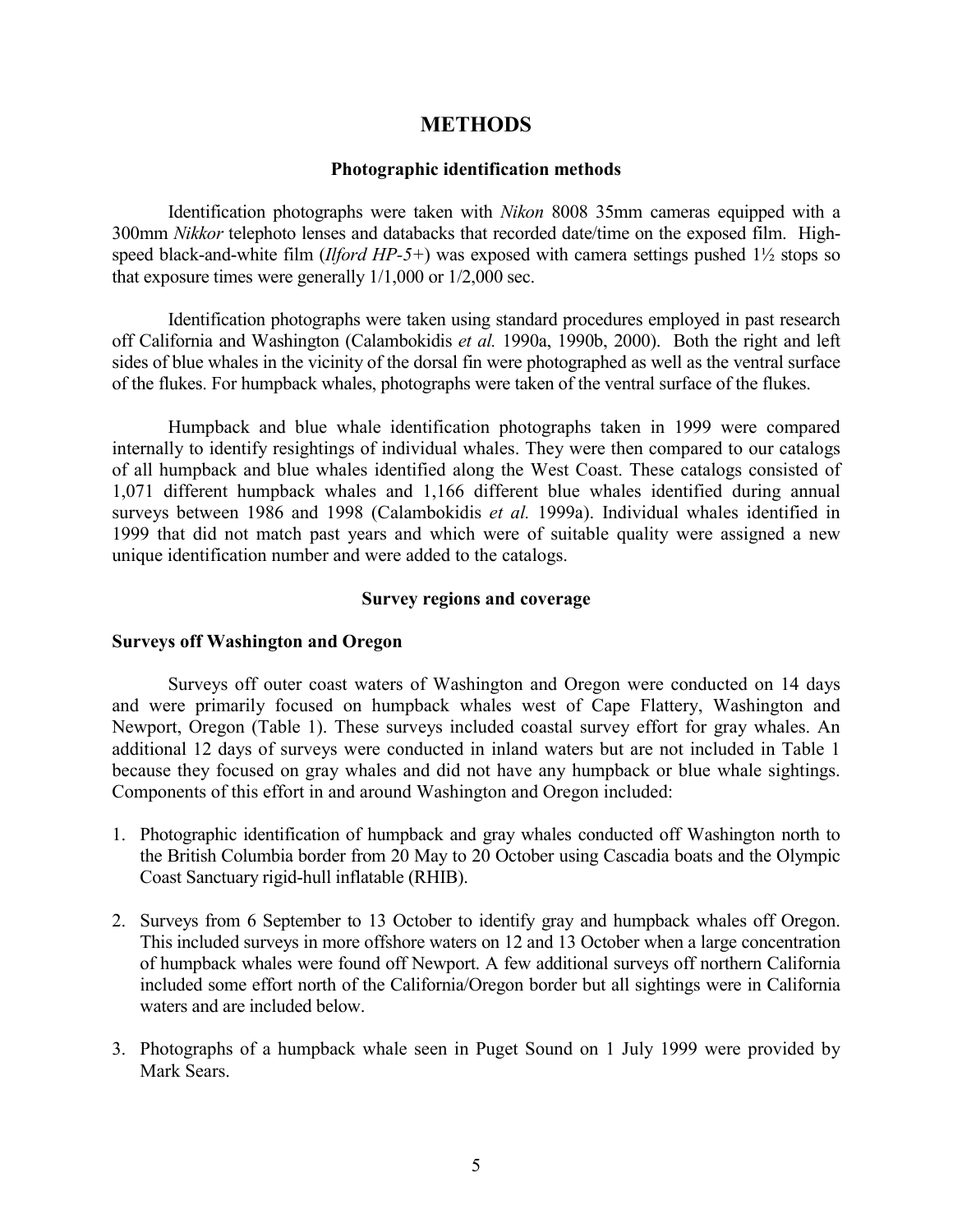# METHODS

## Photographic identification methods

Identification photographs were taken with *Nikon* 8008 35mm cameras equipped with a 300mm *Nikkor* telephoto lenses and databacks that recorded date/time on the exposed film. High-speed black-and-white film (*Ilford HP-5+*) was exposed with camera settings pushed 1½ stops so that exposure times were generally 1/1,000 or 1/2,000 sec.

Identification photographs were taken using standard procedures employed in past research off California and Washington (Calambokidis *et al.* 1990a, 1990b, 2000). Both the right and left sides of blue whales in the vicinity of the dorsal fin were photographed as well as the ventral surface of the flukes. For humpback whales, photographs were taken of the ventral surface of the flukes.

Humpback and blue whale identification photographs taken in 1999 were compared internally to identify resightings of individual whales. They were then compared to our catalogs of all humpback and blue whales identified along the West Coast. These catalogs consisted of 1,071 different humpback whales and 1,166 different blue whales identified during annual surveys between 1986 and 1998 (Calambokidis *et al.* 1999a). Individual whales identified in 1999 that did not match past years and which were of suitable quality were assigned a new unique identification number and were added to the catalogs.

## Survey regions and coverage

### Surveys off Washington and Oregon

Surveys off outer coast waters of Washington and Oregon were conducted on 14 days and were primarily focused on humpback whales west of Cape Flattery, Washington and Newport, Oregon (Table 1). These surveys included coastal survey effort for gray whales. An additional 12 days of surveys were conducted in inland waters but are not included in Table 1 because they focused on gray whales and did not have any humpback or blue whale sightings. Components of this effort in and around Washington and Oregon included:

1. Photographic identification of humpback and gray whales conducted off Washington north to the British Columbia border from 20 May to 20 October using Cascadia boats and the Olympic Coast Sanctuary rigid-hull inflatable (RHIB).
2. Surveys from 6 September to 13 October to identify gray and humpback whales off Oregon. This included surveys in more offshore waters on 12 and 13 October when a large concentration of humpback whales were found off Newport. A few additional surveys off northern California included some effort north of the California/Oregon border but all sightings were in California waters and are included below.
3. Photographs of a humpback whale seen in Puget Sound on 1 July 1999 were provided by Mark Sears.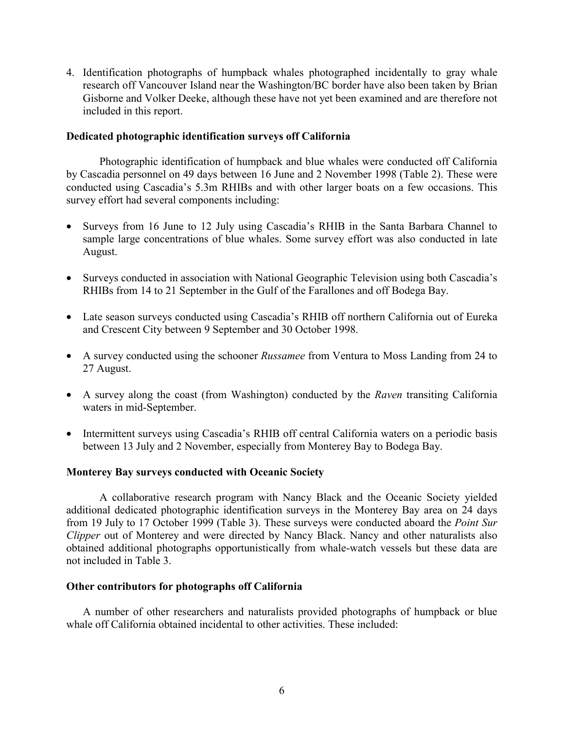4. Identification photographs of humpback whales photographed incidentally to gray whale research off Vancouver Island near the Washington/BC border have also been taken by Brian Gisborne and Volker Deeke, although these have not yet been examined and are therefore not included in this report.

**Dedicated photographic identification surveys off California**

Photographic identification of humpback and blue whales were conducted off California by Cascadia personnel on 49 days between 16 June and 2 November 1998 (Table 2). These were conducted using Cascadia's 5.3m RHIBs and with other larger boats on a few occasions. This survey effort had several components including:

- Surveys from 16 June to 12 July using Cascadia's RHIB in the Santa Barbara Channel to sample large concentrations of blue whales. Some survey effort was also conducted in late August.
- Surveys conducted in association with National Geographic Television using both Cascadia's RHIBs from 14 to 21 September in the Gulf of the Farallones and off Bodega Bay.
- Late season surveys conducted using Cascadia's RHIB off northern California out of Eureka and Crescent City between 9 September and 30 October 1998.
- A survey conducted using the schooner *Russamee* from Ventura to Moss Landing from 24 to 27 August.
- A survey along the coast (from Washington) conducted by the *Raven* transiting California waters in mid-September.
- Intermittent surveys using Cascadia's RHIB off central California waters on a periodic basis between 13 July and 2 November, especially from Monterey Bay to Bodega Bay.

**Monterey Bay surveys conducted with Oceanic Society**

A collaborative research program with Nancy Black and the Oceanic Society yielded additional dedicated photographic identification surveys in the Monterey Bay area on 24 days from 19 July to 17 October 1999 (Table 3). These surveys were conducted aboard the *Point Sur Clipper* out of Monterey and were directed by Nancy Black. Nancy and other naturalists also obtained additional photographs opportunistically from whale-watch vessels but these data are not included in Table 3.

**Other contributors for photographs off California**

A number of other researchers and naturalists provided photographs of humpback or blue whale off California obtained incidental to other activities. These included: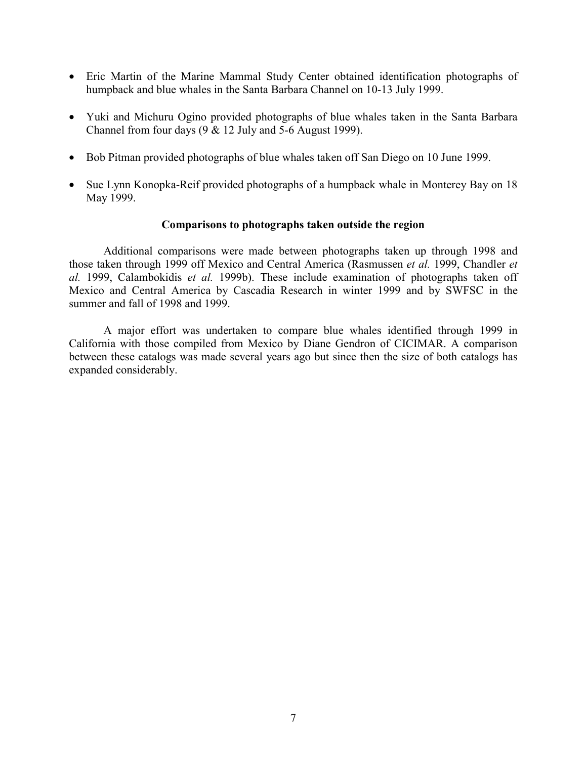- Eric Martin of the Marine Mammal Study Center obtained identification photographs of humpback and blue whales in the Santa Barbara Channel on 10-13 July 1999.

- Yuki and Michuru Ogino provided photographs of blue whales taken in the Santa Barbara Channel from four days (9 & 12 July and 5-6 August 1999).

- Bob Pitman provided photographs of blue whales taken off San Diego on 10 June 1999.

- Sue Lynn Konopka-Reif provided photographs of a humpback whale in Monterey Bay on 18 May 1999.

### Comparisons to photographs taken outside the region

Additional comparisons were made between photographs taken up through 1998 and those taken through 1999 off Mexico and Central America (Rasmussen *et al.* 1999, Chandler *et al.* 1999, Calambokidis *et al.* 1999b). These include examination of photographs taken off Mexico and Central America by Cascadia Research in winter 1999 and by SWFSC in the summer and fall of 1998 and 1999.

A major effort was undertaken to compare blue whales identified through 1999 in California with those compiled from Mexico by Diane Gendron of CICIMAR. A comparison between these catalogs was made several years ago but since then the size of both catalogs has expanded considerably.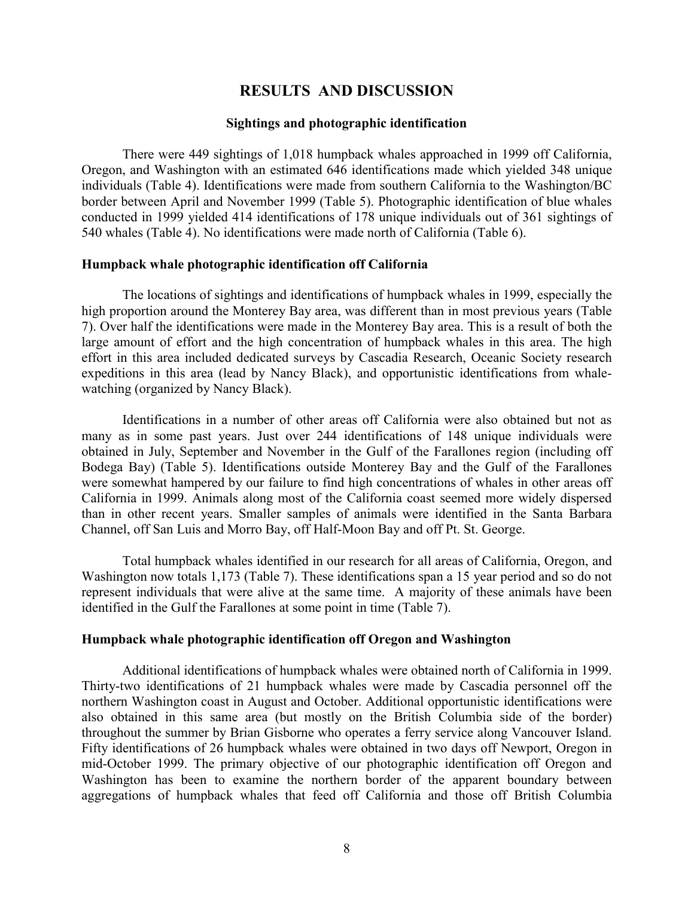# RESULTS AND DISCUSSION

### Sightings and photographic identification

There were 449 sightings of 1,018 humpback whales approached in 1999 off California, Oregon, and Washington with an estimated 646 identifications made which yielded 348 unique individuals (Table 4). Identifications were made from southern California to the Washington/BC border between April and November 1999 (Table 5). Photographic identification of blue whales conducted in 1999 yielded 414 identifications of 178 unique individuals out of 361 sightings of 540 whales (Table 4). No identifications were made north of California (Table 6).

### Humpback whale photographic identification off California

The locations of sightings and identifications of humpback whales in 1999, especially the high proportion around the Monterey Bay area, was different than in most previous years (Table 7). Over half the identifications were made in the Monterey Bay area. This is a result of both the large amount of effort and the high concentration of humpback whales in this area. The high effort in this area included dedicated surveys by Cascadia Research, Oceanic Society research expeditions in this area (lead by Nancy Black), and opportunistic identifications from whale-watching (organized by Nancy Black).

Identifications in a number of other areas off California were also obtained but not as many as in some past years. Just over 244 identifications of 148 unique individuals were obtained in July, September and November in the Gulf of the Farallones region (including off Bodega Bay) (Table 5). Identifications outside Monterey Bay and the Gulf of the Farallones were somewhat hampered by our failure to find high concentrations of whales in other areas off California in 1999. Animals along most of the California coast seemed more widely dispersed than in other recent years. Smaller samples of animals were identified in the Santa Barbara Channel, off San Luis and Morro Bay, off Half-Moon Bay and off Pt. St. George.

Total humpback whales identified in our research for all areas of California, Oregon, and Washington now totals 1,173 (Table 7). These identifications span a 15 year period and so do not represent individuals that were alive at the same time. A majority of these animals have been identified in the Gulf the Farallones at some point in time (Table 7).

### Humpback whale photographic identification off Oregon and Washington

Additional identifications of humpback whales were obtained north of California in 1999. Thirty-two identifications of 21 humpback whales were made by Cascadia personnel off the northern Washington coast in August and October. Additional opportunistic identifications were also obtained in this same area (but mostly on the British Columbia side of the border) throughout the summer by Brian Gisborne who operates a ferry service along Vancouver Island. Fifty identifications of 26 humpback whales were obtained in two days off Newport, Oregon in mid-October 1999. The primary objective of our photographic identification off Oregon and Washington has been to examine the northern border of the apparent boundary between aggregations of humpback whales that feed off California and those off British Columbia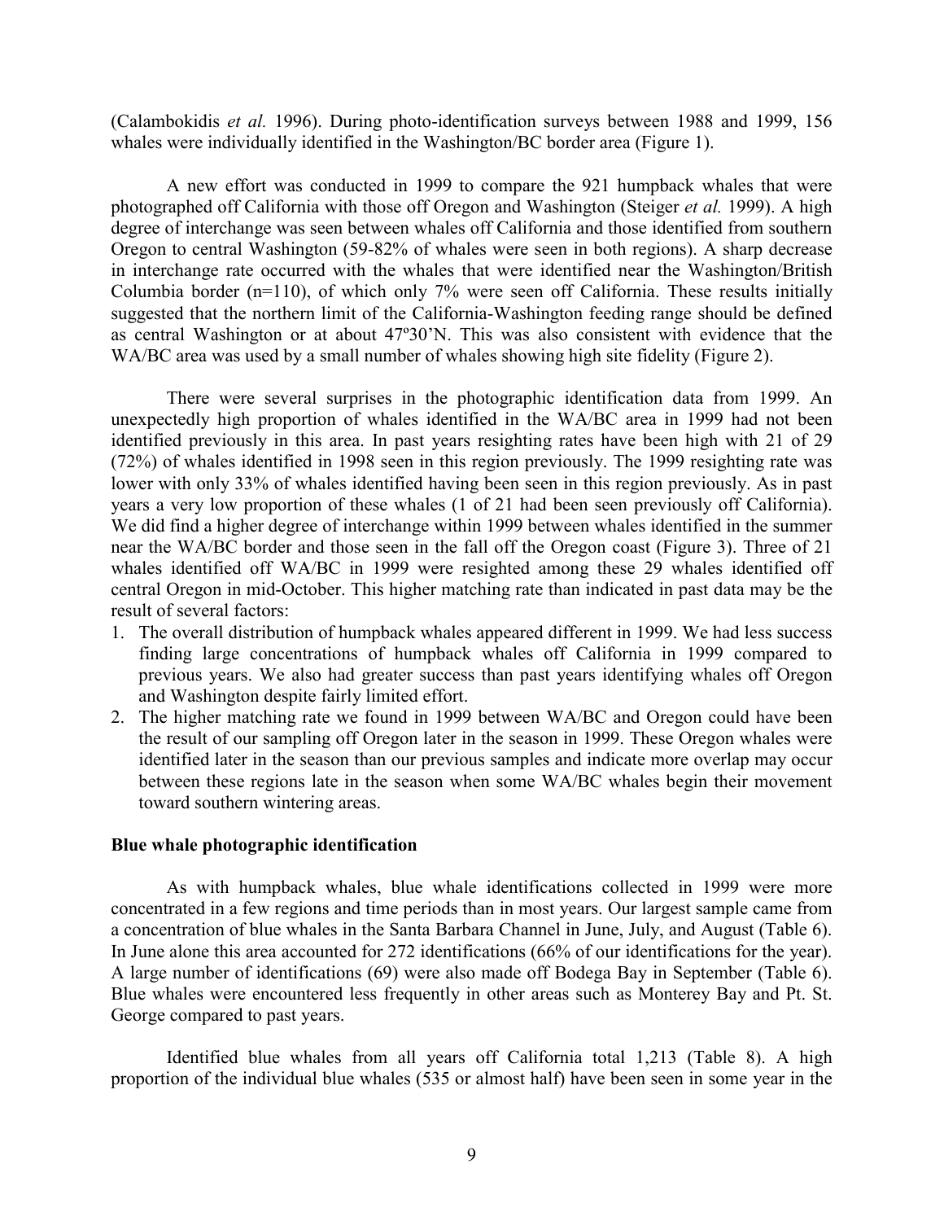(Calambokidis *et al.* 1996). During photo-identification surveys between 1988 and 1999, 156 whales were individually identified in the Washington/BC border area (Figure 1).

A new effort was conducted in 1999 to compare the 921 humpback whales that were photographed off California with those off Oregon and Washington (Steiger *et al.* 1999). A high degree of interchange was seen between whales off California and those identified from southern Oregon to central Washington (59-82% of whales were seen in both regions). A sharp decrease in interchange rate occurred with the whales that were identified near the Washington/British Columbia border (n=110), of which only 7% were seen off California. These results initially suggested that the northern limit of the California-Washington feeding range should be defined as central Washington or at about 47º30'N. This was also consistent with evidence that the WA/BC area was used by a small number of whales showing high site fidelity (Figure 2).

There were several surprises in the photographic identification data from 1999. An unexpectedly high proportion of whales identified in the WA/BC area in 1999 had not been identified previously in this area. In past years resighting rates have been high with 21 of 29 (72%) of whales identified in 1998 seen in this region previously. The 1999 resighting rate was lower with only 33% of whales identified having been seen in this region previously. As in past years a very low proportion of these whales (1 of 21 had been seen previously off California). We did find a higher degree of interchange within 1999 between whales identified in the summer near the WA/BC border and those seen in the fall off the Oregon coast (Figure 3). Three of 21 whales identified off WA/BC in 1999 were resighted among these 29 whales identified off central Oregon in mid-October. This higher matching rate than indicated in past data may be the result of several factors:

1. The overall distribution of humpback whales appeared different in 1999. We had less success finding large concentrations of humpback whales off California in 1999 compared to previous years. We also had greater success than past years identifying whales off Oregon and Washington despite fairly limited effort.
2. The higher matching rate we found in 1999 between WA/BC and Oregon could have been the result of our sampling off Oregon later in the season in 1999. These Oregon whales were identified later in the season than our previous samples and indicate more overlap may occur between these regions late in the season when some WA/BC whales begin their movement toward southern wintering areas.

**Blue whale photographic identification**

As with humpback whales, blue whale identifications collected in 1999 were more concentrated in a few regions and time periods than in most years. Our largest sample came from a concentration of blue whales in the Santa Barbara Channel in June, July, and August (Table 6). In June alone this area accounted for 272 identifications (66% of our identifications for the year). A large number of identifications (69) were also made off Bodega Bay in September (Table 6). Blue whales were encountered less frequently in other areas such as Monterey Bay and Pt. St. George compared to past years.

Identified blue whales from all years off California total 1,213 (Table 8). A high proportion of the individual blue whales (535 or almost half) have been seen in some year in the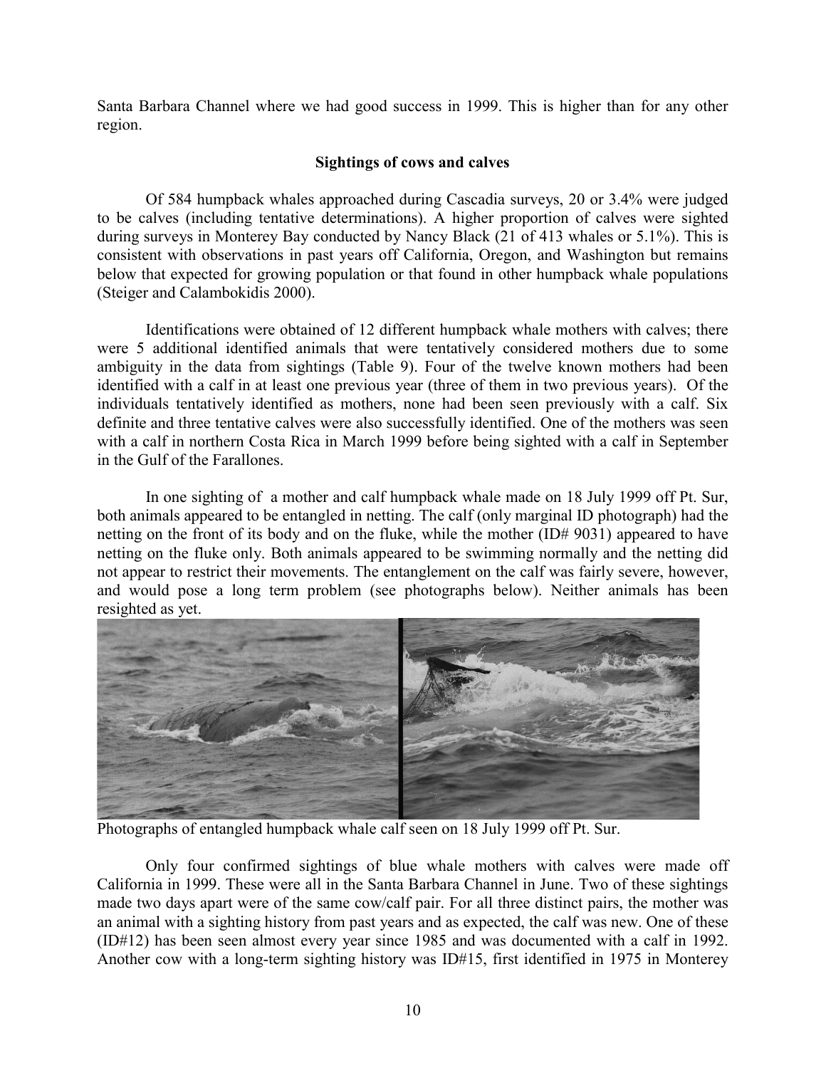Santa Barbara Channel where we had good success in 1999. This is higher than for any other region.

### Sightings of cows and calves

Of 584 humpback whales approached during Cascadia surveys, 20 or 3.4% were judged to be calves (including tentative determinations). A higher proportion of calves were sighted during surveys in Monterey Bay conducted by Nancy Black (21 of 413 whales or 5.1%). This is consistent with observations in past years off California, Oregon, and Washington but remains below that expected for growing population or that found in other humpback whale populations (Steiger and Calambokidis 2000).

Identifications were obtained of 12 different humpback whale mothers with calves; there were 5 additional identified animals that were tentatively considered mothers due to some ambiguity in the data from sightings (Table 9). Four of the twelve known mothers had been identified with a calf in at least one previous year (three of them in two previous years). Of the individuals tentatively identified as mothers, none had been seen previously with a calf. Six definite and three tentative calves were also successfully identified. One of the mothers was seen with a calf in northern Costa Rica in March 1999 before being sighted with a calf in September in the Gulf of the Farallones.

In one sighting of a mother and calf humpback whale made on 18 July 1999 off Pt. Sur, both animals appeared to be entangled in netting. The calf (only marginal ID photograph) had the netting on the front of its body and on the fluke, while the mother (ID# 9031) appeared to have netting on the fluke only. Both animals appeared to be swimming normally and the netting did not appear to restrict their movements. The entanglement on the calf was fairly severe, however, and would pose a long term problem (see photographs below). Neither animals has been resighted as yet.

Photographs of entangled humpback whale calf seen on 18 July 1999 off Pt. Sur.

Only four confirmed sightings of blue whale mothers with calves were made off California in 1999. These were all in the Santa Barbara Channel in June. Two of these sightings made two days apart were of the same cow/calf pair. For all three distinct pairs, the mother was an animal with a sighting history from past years and as expected, the calf was new. One of these (ID#12) has been seen almost every year since 1985 and was documented with a calf in 1992. Another cow with a long-term sighting history was ID#15, first identified in 1975 in Monterey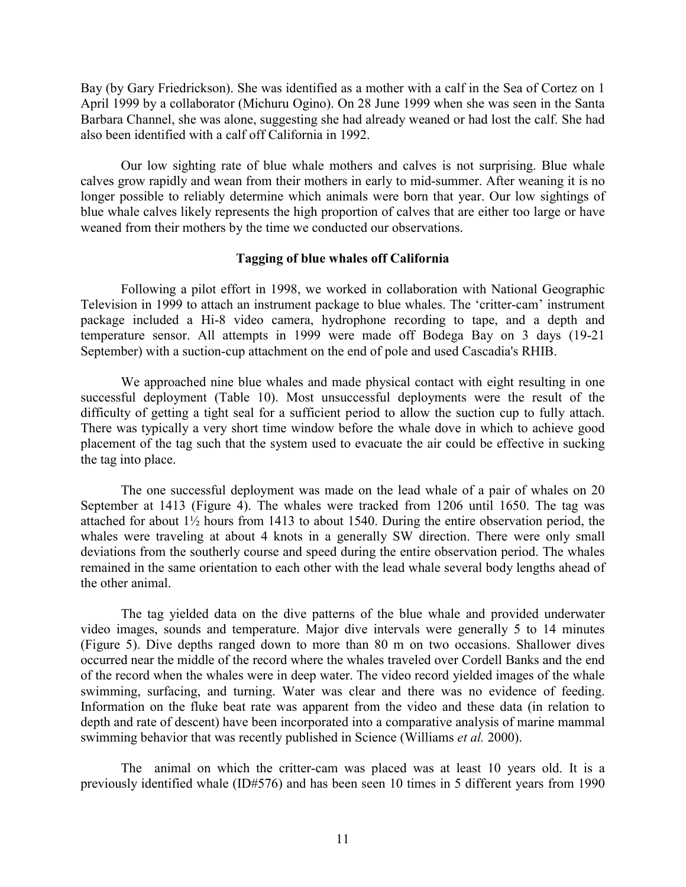Bay (by Gary Friedrickson). She was identified as a mother with a calf in the Sea of Cortez on 1 April 1999 by a collaborator (Michuru Ogino). On 28 June 1999 when she was seen in the Santa Barbara Channel, she was alone, suggesting she had already weaned or had lost the calf. She had also been identified with a calf off California in 1992.

Our low sighting rate of blue whale mothers and calves is not surprising. Blue whale calves grow rapidly and wean from their mothers in early to mid-summer. After weaning it is no longer possible to reliably determine which animals were born that year. Our low sightings of blue whale calves likely represents the high proportion of calves that are either too large or have weaned from their mothers by the time we conducted our observations.

## Tagging of blue whales off California

Following a pilot effort in 1998, we worked in collaboration with National Geographic Television in 1999 to attach an instrument package to blue whales. The 'critter-cam' instrument package included a Hi-8 video camera, hydrophone recording to tape, and a depth and temperature sensor. All attempts in 1999 were made off Bodega Bay on 3 days (19-21 September) with a suction-cup attachment on the end of pole and used Cascadia's RHIB.

We approached nine blue whales and made physical contact with eight resulting in one successful deployment (Table 10). Most unsuccessful deployments were the result of the difficulty of getting a tight seal for a sufficient period to allow the suction cup to fully attach. There was typically a very short time window before the whale dove in which to achieve good placement of the tag such that the system used to evacuate the air could be effective in sucking the tag into place.

The one successful deployment was made on the lead whale of a pair of whales on 20 September at 1413 (Figure 4). The whales were tracked from 1206 until 1650. The tag was attached for about 1½ hours from 1413 to about 1540. During the entire observation period, the whales were traveling at about 4 knots in a generally SW direction. There were only small deviations from the southerly course and speed during the entire observation period. The whales remained in the same orientation to each other with the lead whale several body lengths ahead of the other animal.

The tag yielded data on the dive patterns of the blue whale and provided underwater video images, sounds and temperature. Major dive intervals were generally 5 to 14 minutes (Figure 5). Dive depths ranged down to more than 80 m on two occasions. Shallower dives occurred near the middle of the record where the whales traveled over Cordell Banks and the end of the record when the whales were in deep water. The video record yielded images of the whale swimming, surfacing, and turning. Water was clear and there was no evidence of feeding. Information on the fluke beat rate was apparent from the video and these data (in relation to depth and rate of descent) have been incorporated into a comparative analysis of marine mammal swimming behavior that was recently published in Science (Williams *et al.* 2000).

The animal on which the critter-cam was placed was at least 10 years old. It is a previously identified whale (ID#576) and has been seen 10 times in 5 different years from 1990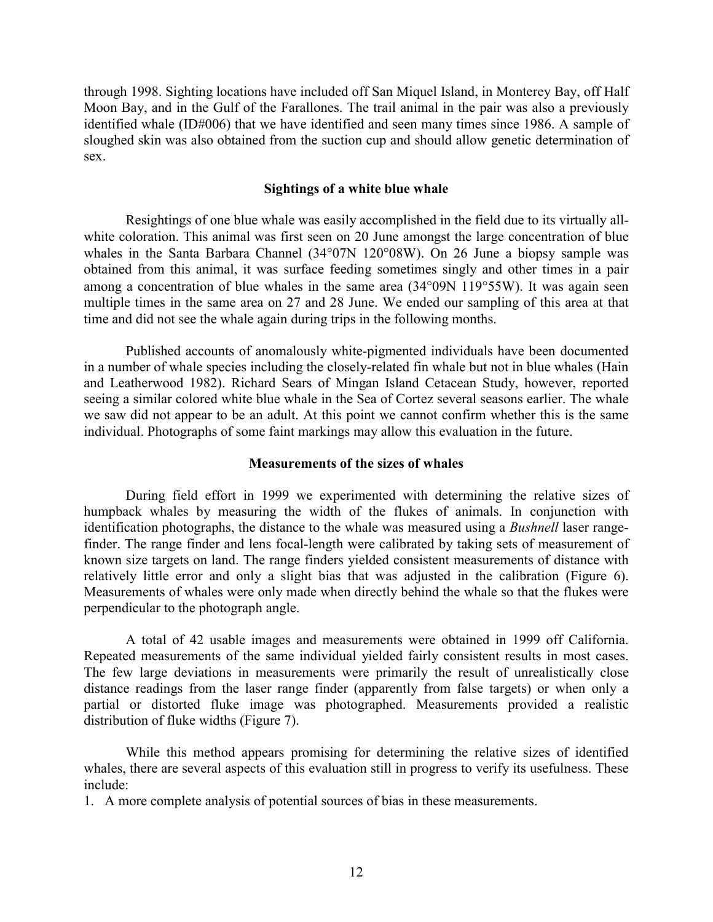through 1998. Sighting locations have included off San Miquel Island, in Monterey Bay, off Half Moon Bay, and in the Gulf of the Farallones. The trail animal in the pair was also a previously identified whale (ID#006) that we have identified and seen many times since 1986. A sample of sloughed skin was also obtained from the suction cup and should allow genetic determination of sex.

### Sightings of a white blue whale

Resightings of one blue whale was easily accomplished in the field due to its virtually all-white coloration. This animal was first seen on 20 June amongst the large concentration of blue whales in the Santa Barbara Channel (34°07N 120°08W). On 26 June a biopsy sample was obtained from this animal, it was surface feeding sometimes singly and other times in a pair among a concentration of blue whales in the same area (34°09N 119°55W). It was again seen multiple times in the same area on 27 and 28 June. We ended our sampling of this area at that time and did not see the whale again during trips in the following months.

Published accounts of anomalously white-pigmented individuals have been documented in a number of whale species including the closely-related fin whale but not in blue whales (Hain and Leatherwood 1982). Richard Sears of Mingan Island Cetacean Study, however, reported seeing a similar colored white blue whale in the Sea of Cortez several seasons earlier. The whale we saw did not appear to be an adult. At this point we cannot confirm whether this is the same individual. Photographs of some faint markings may allow this evaluation in the future.

### Measurements of the sizes of whales

During field effort in 1999 we experimented with determining the relative sizes of humpback whales by measuring the width of the flukes of animals. In conjunction with identification photographs, the distance to the whale was measured using a *Bushnell* laser range-finder. The range finder and lens focal-length were calibrated by taking sets of measurement of known size targets on land. The range finders yielded consistent measurements of distance with relatively little error and only a slight bias that was adjusted in the calibration (Figure 6). Measurements of whales were only made when directly behind the whale so that the flukes were perpendicular to the photograph angle.

A total of 42 usable images and measurements were obtained in 1999 off California. Repeated measurements of the same individual yielded fairly consistent results in most cases. The few large deviations in measurements were primarily the result of unrealistically close distance readings from the laser range finder (apparently from false targets) or when only a partial or distorted fluke image was photographed. Measurements provided a realistic distribution of fluke widths (Figure 7).

While this method appears promising for determining the relative sizes of identified whales, there are several aspects of this evaluation still in progress to verify its usefulness. These include:

1. A more complete analysis of potential sources of bias in these measurements.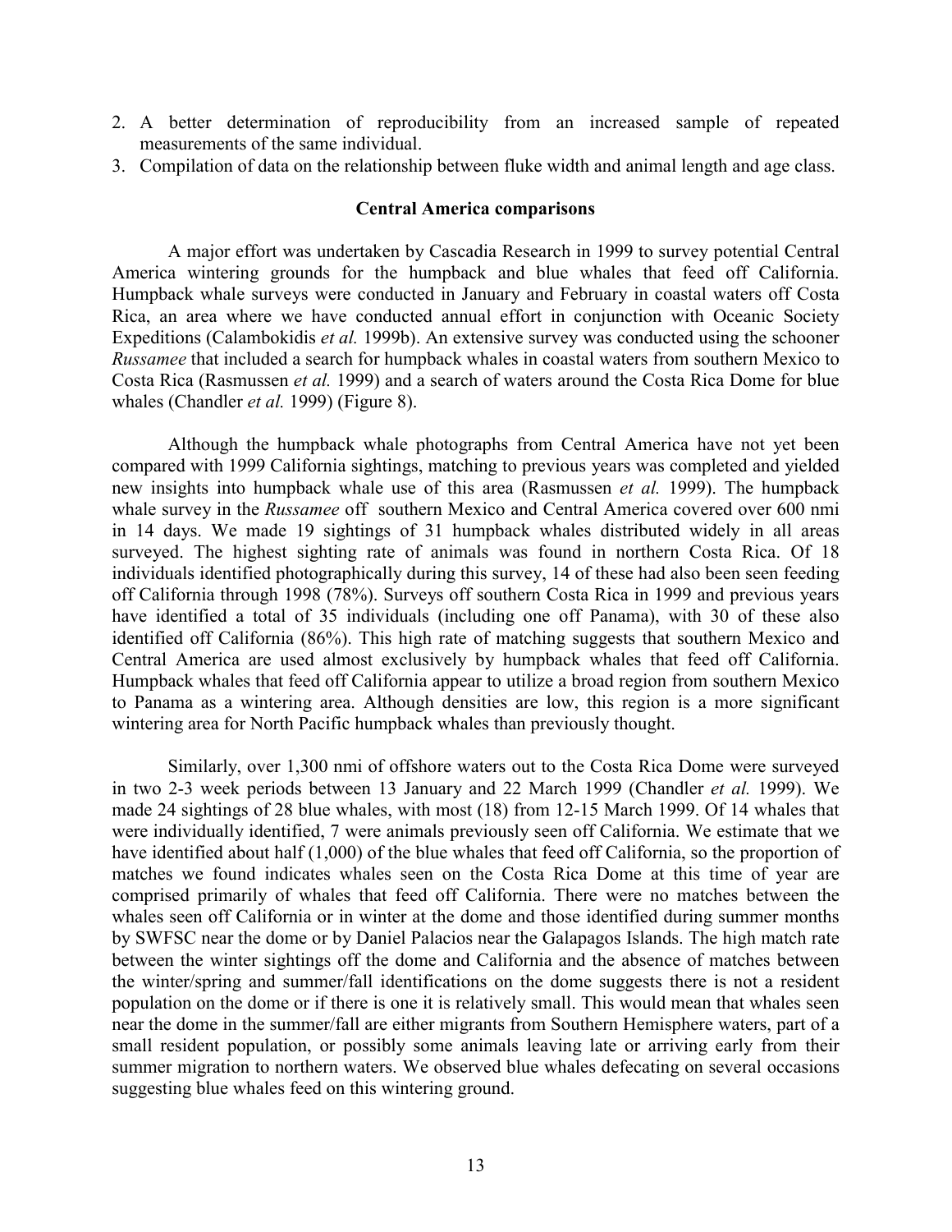2. A better determination of reproducibility from an increased sample of repeated measurements of the same individual.
3. Compilation of data on the relationship between fluke width and animal length and age class.

### Central America comparisons

A major effort was undertaken by Cascadia Research in 1999 to survey potential Central America wintering grounds for the humpback and blue whales that feed off California. Humpback whale surveys were conducted in January and February in coastal waters off Costa Rica, an area where we have conducted annual effort in conjunction with Oceanic Society Expeditions (Calambokidis *et al.* 1999b). An extensive survey was conducted using the schooner *Russamee* that included a search for humpback whales in coastal waters from southern Mexico to Costa Rica (Rasmussen *et al.* 1999) and a search of waters around the Costa Rica Dome for blue whales (Chandler *et al.* 1999) (Figure 8).

Although the humpback whale photographs from Central America have not yet been compared with 1999 California sightings, matching to previous years was completed and yielded new insights into humpback whale use of this area (Rasmussen *et al.* 1999). The humpback whale survey in the *Russamee* off southern Mexico and Central America covered over 600 nmi in 14 days. We made 19 sightings of 31 humpback whales distributed widely in all areas surveyed. The highest sighting rate of animals was found in northern Costa Rica. Of 18 individuals identified photographically during this survey, 14 of these had also been seen feeding off California through 1998 (78%). Surveys off southern Costa Rica in 1999 and previous years have identified a total of 35 individuals (including one off Panama), with 30 of these also identified off California (86%). This high rate of matching suggests that southern Mexico and Central America are used almost exclusively by humpback whales that feed off California. Humpback whales that feed off California appear to utilize a broad region from southern Mexico to Panama as a wintering area. Although densities are low, this region is a more significant wintering area for North Pacific humpback whales than previously thought.

Similarly, over 1,300 nmi of offshore waters out to the Costa Rica Dome were surveyed in two 2-3 week periods between 13 January and 22 March 1999 (Chandler *et al.* 1999). We made 24 sightings of 28 blue whales, with most (18) from 12-15 March 1999. Of 14 whales that were individually identified, 7 were animals previously seen off California. We estimate that we have identified about half (1,000) of the blue whales that feed off California, so the proportion of matches we found indicates whales seen on the Costa Rica Dome at this time of year are comprised primarily of whales that feed off California. There were no matches between the whales seen off California or in winter at the dome and those identified during summer months by SWFSC near the dome or by Daniel Palacios near the Galapagos Islands. The high match rate between the winter sightings off the dome and California and the absence of matches between the winter/spring and summer/fall identifications on the dome suggests there is not a resident population on the dome or if there is one it is relatively small. This would mean that whales seen near the dome in the summer/fall are either migrants from Southern Hemisphere waters, part of a small resident population, or possibly some animals leaving late or arriving early from their summer migration to northern waters. We observed blue whales defecating on several occasions suggesting blue whales feed on this wintering ground.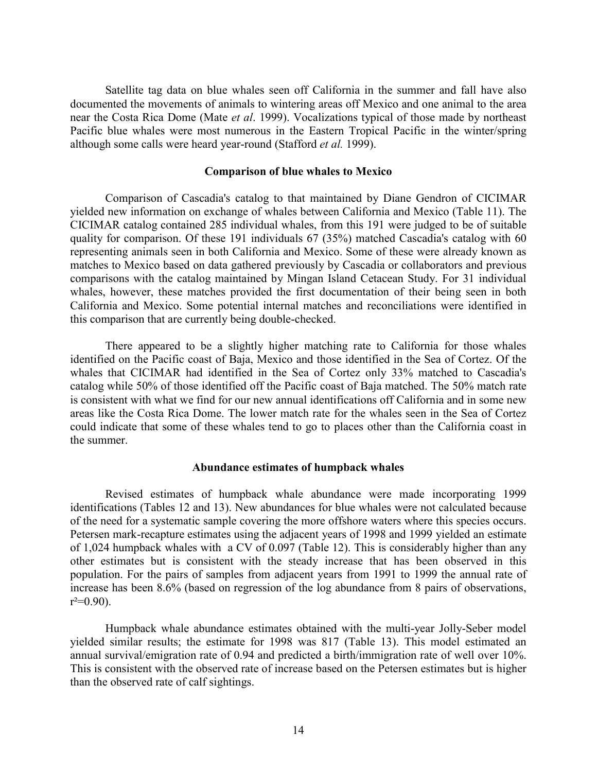Satellite tag data on blue whales seen off California in the summer and fall have also documented the movements of animals to wintering areas off Mexico and one animal to the area near the Costa Rica Dome (Mate *et al*. 1999). Vocalizations typical of those made by northeast Pacific blue whales were most numerous in the Eastern Tropical Pacific in the winter/spring although some calls were heard year-round (Stafford *et al.* 1999).

### Comparison of blue whales to Mexico

Comparison of Cascadia's catalog to that maintained by Diane Gendron of CICIMAR yielded new information on exchange of whales between California and Mexico (Table 11). The CICIMAR catalog contained 285 individual whales, from this 191 were judged to be of suitable quality for comparison. Of these 191 individuals 67 (35%) matched Cascadia's catalog with 60 representing animals seen in both California and Mexico. Some of these were already known as matches to Mexico based on data gathered previously by Cascadia or collaborators and previous comparisons with the catalog maintained by Mingan Island Cetacean Study. For 31 individual whales, however, these matches provided the first documentation of their being seen in both California and Mexico. Some potential internal matches and reconciliations were identified in this comparison that are currently being double-checked.

There appeared to be a slightly higher matching rate to California for those whales identified on the Pacific coast of Baja, Mexico and those identified in the Sea of Cortez. Of the whales that CICIMAR had identified in the Sea of Cortez only 33% matched to Cascadia's catalog while 50% of those identified off the Pacific coast of Baja matched. The 50% match rate is consistent with what we find for our new annual identifications off California and in some new areas like the Costa Rica Dome. The lower match rate for the whales seen in the Sea of Cortez could indicate that some of these whales tend to go to places other than the California coast in the summer.

### Abundance estimates of humpback whales

Revised estimates of humpback whale abundance were made incorporating 1999 identifications (Tables 12 and 13). New abundances for blue whales were not calculated because of the need for a systematic sample covering the more offshore waters where this species occurs. Petersen mark-recapture estimates using the adjacent years of 1998 and 1999 yielded an estimate of 1,024 humpback whales with a CV of 0.097 (Table 12). This is considerably higher than any other estimates but is consistent with the steady increase that has been observed in this population. For the pairs of samples from adjacent years from 1991 to 1999 the annual rate of increase has been 8.6% (based on regression of the log abundance from 8 pairs of observations, $r^2=0.90$).

Humpback whale abundance estimates obtained with the multi-year Jolly-Seber model yielded similar results; the estimate for 1998 was 817 (Table 13). This model estimated an annual survival/emigration rate of 0.94 and predicted a birth/immigration rate of well over 10%. This is consistent with the observed rate of increase based on the Petersen estimates but is higher than the observed rate of calf sightings.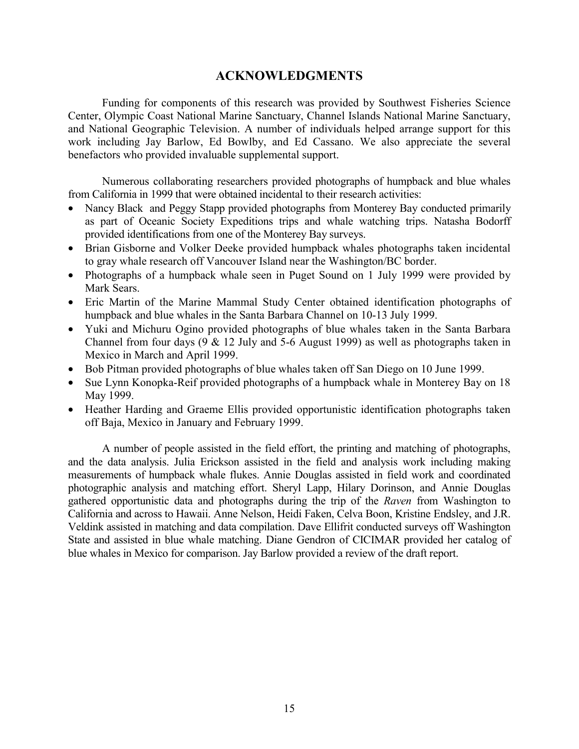## ACKNOWLEDGMENTS

Funding for components of this research was provided by Southwest Fisheries Science Center, Olympic Coast National Marine Sanctuary, Channel Islands National Marine Sanctuary, and National Geographic Television. A number of individuals helped arrange support for this work including Jay Barlow, Ed Bowlby, and Ed Cassano. We also appreciate the several benefactors who provided invaluable supplemental support.

Numerous collaborating researchers provided photographs of humpback and blue whales from California in 1999 that were obtained incidental to their research activities:

- Nancy Black and Peggy Stapp provided photographs from Monterey Bay conducted primarily as part of Oceanic Society Expeditions trips and whale watching trips. Natasha Bodorff provided identifications from one of the Monterey Bay surveys.
- Brian Gisborne and Volker Deeke provided humpback whales photographs taken incidental to gray whale research off Vancouver Island near the Washington/BC border.
- Photographs of a humpback whale seen in Puget Sound on 1 July 1999 were provided by Mark Sears.
- Eric Martin of the Marine Mammal Study Center obtained identification photographs of humpback and blue whales in the Santa Barbara Channel on 10-13 July 1999.
- Yuki and Michuru Ogino provided photographs of blue whales taken in the Santa Barbara Channel from four days (9 & 12 July and 5-6 August 1999) as well as photographs taken in Mexico in March and April 1999.
- Bob Pitman provided photographs of blue whales taken off San Diego on 10 June 1999.
- Sue Lynn Konopka-Reif provided photographs of a humpback whale in Monterey Bay on 18 May 1999.
- Heather Harding and Graeme Ellis provided opportunistic identification photographs taken off Baja, Mexico in January and February 1999.

A number of people assisted in the field effort, the printing and matching of photographs, and the data analysis. Julia Erickson assisted in the field and analysis work including making measurements of humpback whale flukes. Annie Douglas assisted in field work and coordinated photographic analysis and matching effort. Sheryl Lapp, Hilary Dorinson, and Annie Douglas gathered opportunistic data and photographs during the trip of the *Raven* from Washington to California and across to Hawaii. Anne Nelson, Heidi Faken, Celva Boon, Kristine Endsley, and J.R. Veldink assisted in matching and data compilation. Dave Ellifrit conducted surveys off Washington State and assisted in blue whale matching. Diane Gendron of CICIMAR provided her catalog of blue whales in Mexico for comparison. Jay Barlow provided a review of the draft report.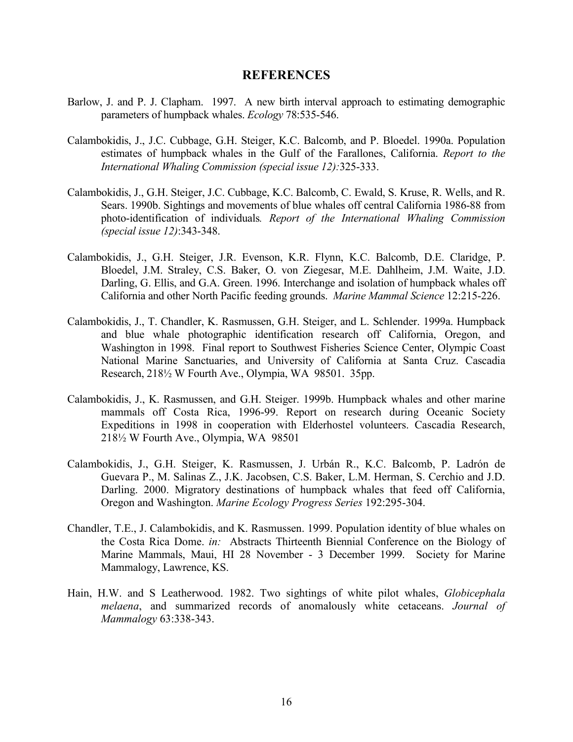## REFERENCES

Barlow, J. and P. J. Clapham. 1997. A new birth interval approach to estimating demographic parameters of humpback whales. *Ecology* 78:535-546.

Calambokidis, J., J.C. Cubbage, G.H. Steiger, K.C. Balcomb, and P. Bloedel. 1990a. Population estimates of humpback whales in the Gulf of the Farallones, California. *Report to the International Whaling Commission (special issue 12):*325-333.

Calambokidis, J., G.H. Steiger, J.C. Cubbage, K.C. Balcomb, C. Ewald, S. Kruse, R. Wells, and R. Sears. 1990b. Sightings and movements of blue whales off central California 1986-88 from photo-identification of individuals*. Report of the International Whaling Commission (special issue 12)*:343-348.

Calambokidis, J., G.H. Steiger, J.R. Evenson, K.R. Flynn, K.C. Balcomb, D.E. Claridge, P. Bloedel, J.M. Straley, C.S. Baker, O. von Ziegesar, M.E. Dahlheim, J.M. Waite, J.D. Darling, G. Ellis, and G.A. Green. 1996. Interchange and isolation of humpback whales off California and other North Pacific feeding grounds. *Marine Mammal Science* 12:215-226.

Calambokidis, J., T. Chandler, K. Rasmussen, G.H. Steiger, and L. Schlender. 1999a. Humpback and blue whale photographic identification research off California, Oregon, and Washington in 1998. Final report to Southwest Fisheries Science Center, Olympic Coast National Marine Sanctuaries, and University of California at Santa Cruz. Cascadia Research, 218½ W Fourth Ave., Olympia, WA 98501. 35pp.

Calambokidis, J., K. Rasmussen, and G.H. Steiger. 1999b. Humpback whales and other marine mammals off Costa Rica, 1996-99. Report on research during Oceanic Society Expeditions in 1998 in cooperation with Elderhostel volunteers. Cascadia Research, 218½ W Fourth Ave., Olympia, WA 98501

Calambokidis, J., G.H. Steiger, K. Rasmussen, J. Urbán R., K.C. Balcomb, P. Ladrón de Guevara P., M. Salinas Z., J.K. Jacobsen, C.S. Baker, L.M. Herman, S. Cerchio and J.D. Darling. 2000. Migratory destinations of humpback whales that feed off California, Oregon and Washington. *Marine Ecology Progress Series* 192:295-304.

Chandler, T.E., J. Calambokidis, and K. Rasmussen. 1999. Population identity of blue whales on the Costa Rica Dome. *in:* Abstracts Thirteenth Biennial Conference on the Biology of Marine Mammals, Maui, HI 28 November - 3 December 1999. Society for Marine Mammalogy, Lawrence, KS.

Hain, H.W. and S Leatherwood. 1982. Two sightings of white pilot whales, *Globicephala melaena*, and summarized records of anomalously white cetaceans. *Journal of Mammalogy* 63:338-343.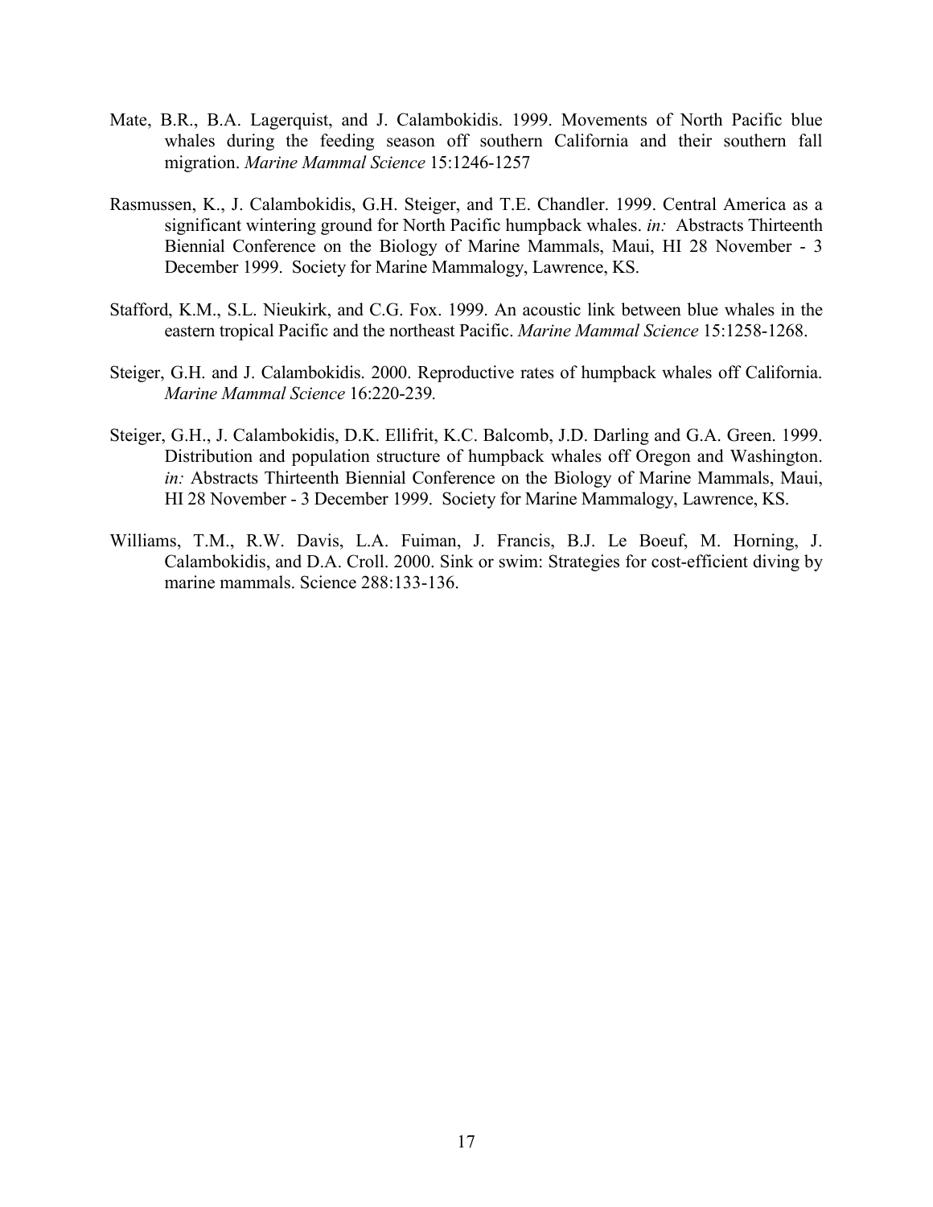Mate, B.R., B.A. Lagerquist, and J. Calambokidis. 1999. Movements of North Pacific blue whales during the feeding season off southern California and their southern fall migration. *Marine Mammal Science* 15:1246-1257

Rasmussen, K., J. Calambokidis, G.H. Steiger, and T.E. Chandler. 1999. Central America as a significant wintering ground for North Pacific humpback whales. *in:* Abstracts Thirteenth Biennial Conference on the Biology of Marine Mammals, Maui, HI 28 November - 3 December 1999. Society for Marine Mammalogy, Lawrence, KS.

Stafford, K.M., S.L. Nieukirk, and C.G. Fox. 1999. An acoustic link between blue whales in the eastern tropical Pacific and the northeast Pacific. *Marine Mammal Science* 15:1258-1268.

Steiger, G.H. and J. Calambokidis. 2000. Reproductive rates of humpback whales off California. *Marine Mammal Science* 16:220-239.

Steiger, G.H., J. Calambokidis, D.K. Ellifrit, K.C. Balcomb, J.D. Darling and G.A. Green. 1999. Distribution and population structure of humpback whales off Oregon and Washington. *in:* Abstracts Thirteenth Biennial Conference on the Biology of Marine Mammals, Maui, HI 28 November - 3 December 1999. Society for Marine Mammalogy, Lawrence, KS.

Williams, T.M., R.W. Davis, L.A. Fuiman, J. Francis, B.J. Le Boeuf, M. Horning, J. Calambokidis, and D.A. Croll. 2000. Sink or swim: Strategies for cost-efficient diving by marine mammals. Science 288:133-136.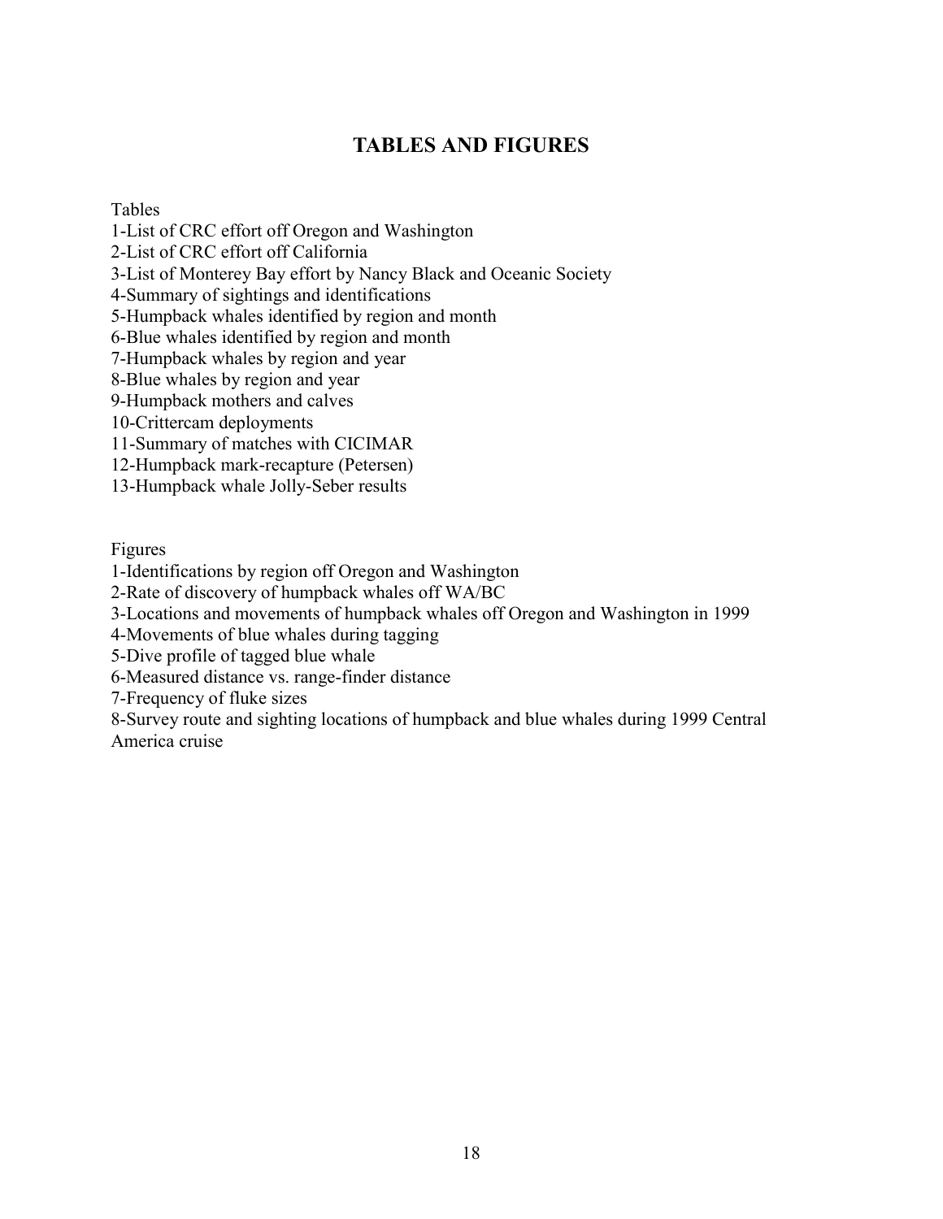## TABLES AND FIGURES

Tables

1-List of CRC effort off Oregon and Washington
2-List of CRC effort off California
3-List of Monterey Bay effort by Nancy Black and Oceanic Society
4-Summary of sightings and identifications
5-Humpback whales identified by region and month
6-Blue whales identified by region and month
7-Humpback whales by region and year
8-Blue whales by region and year
9-Humpback mothers and calves
10-Crittercam deployments
11-Summary of matches with CICIMAR
12-Humpback mark-recapture (Petersen)
13-Humpback whale Jolly-Seber results

Figures

1-Identifications by region off Oregon and Washington
2-Rate of discovery of humpback whales off WA/BC
3-Locations and movements of humpback whales off Oregon and Washington in 1999
4-Movements of blue whales during tagging
5-Dive profile of tagged blue whale
6-Measured distance vs. range-finder distance
7-Frequency of fluke sizes
8-Survey route and sighting locations of humpback and blue whales during 1999 Central America cruise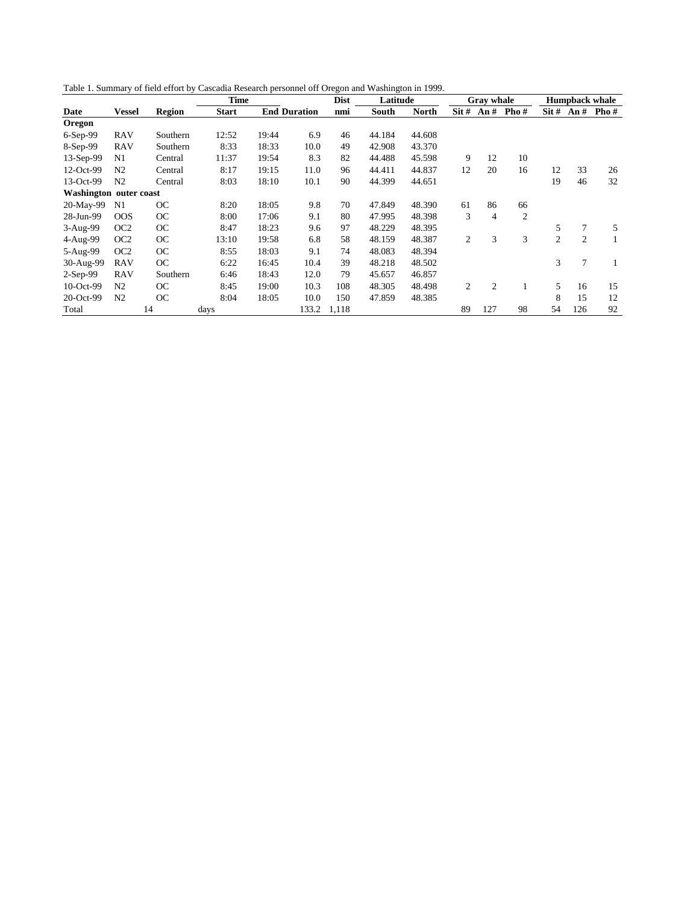Table 1. Summary of field effort by Cascadia Research personnel off Oregon and Washington in 1999.

| | | | Time | | | Dist | Latitude | | Gray whale | | | Humpback whale | | |
|---|---|---|---|---|---|---|---|---|---|---|---|---|---|---|
| **Date** | **Vessel** | **Region** | **Start** | **End** | **Duration** | **nmi** | **South** | **North** | **Sit #** | **An #** | **Pho #** | **Sit #** | **An #** | **Pho #** |
| **Oregon** | | | | | | | | | | | | | | |
| 6-Sep-99 | RAV | Southern | 12:52 | 19:44 | 6.9 | 46 | 44.184 | 44.608 | | | | | | |
| 8-Sep-99 | RAV | Southern | 8:33 | 18:33 | 10.0 | 49 | 42.908 | 43.370 | | | | | | |
| 13-Sep-99 | N1 | Central | 11:37 | 19:54 | 8.3 | 82 | 44.488 | 45.598 | 9 | 12 | 10 | | | |
| 12-Oct-99 | N2 | Central | 8:17 | 19:15 | 11.0 | 96 | 44.411 | 44.837 | 12 | 20 | 16 | 12 | 33 | 26 |
| 13-Oct-99 | N2 | Central | 8:03 | 18:10 | 10.1 | 90 | 44.399 | 44.651 | | | | 19 | 46 | 32 |
| **Washington outer coast** | | | | | | | | | | | | | | |
| 20-May-99 | N1 | OC | 8:20 | 18:05 | 9.8 | 70 | 47.849 | 48.390 | 61 | 86 | 66 | | | |
| 28-Jun-99 | OOS | OC | 8:00 | 17:06 | 9.1 | 80 | 47.995 | 48.398 | 3 | 4 | 2 | | | |
| 3-Aug-99 | OC2 | OC | 8:47 | 18:23 | 9.6 | 97 | 48.229 | 48.395 | | | | 5 | 7 | 5 |
| 4-Aug-99 | OC2 | OC | 13:10 | 19:58 | 6.8 | 58 | 48.159 | 48.387 | 2 | 3 | 3 | 2 | 2 | 1 |
| 5-Aug-99 | OC2 | OC | 8:55 | 18:03 | 9.1 | 74 | 48.083 | 48.394 | | | | | | |
| 30-Aug-99 | RAV | OC | 6:22 | 16:45 | 10.4 | 39 | 48.218 | 48.502 | | | | 3 | 7 | 1 |
| 2-Sep-99 | RAV | Southern | 6:46 | 18:43 | 12.0 | 79 | 45.657 | 46.857 | | | | | | |
| 10-Oct-99 | N2 | OC | 8:45 | 19:00 | 10.3 | 108 | 48.305 | 48.498 | 2 | 2 | 1 | 5 | 16 | 15 |
| 20-Oct-99 | N2 | OC | 8:04 | 18:05 | 10.0 | 150 | 47.859 | 48.385 | | | | 8 | 15 | 12 |
| Total | 14 | | days | | 133.2 | 1,118 | | | 89 | 127 | 98 | 54 | 126 | 92 |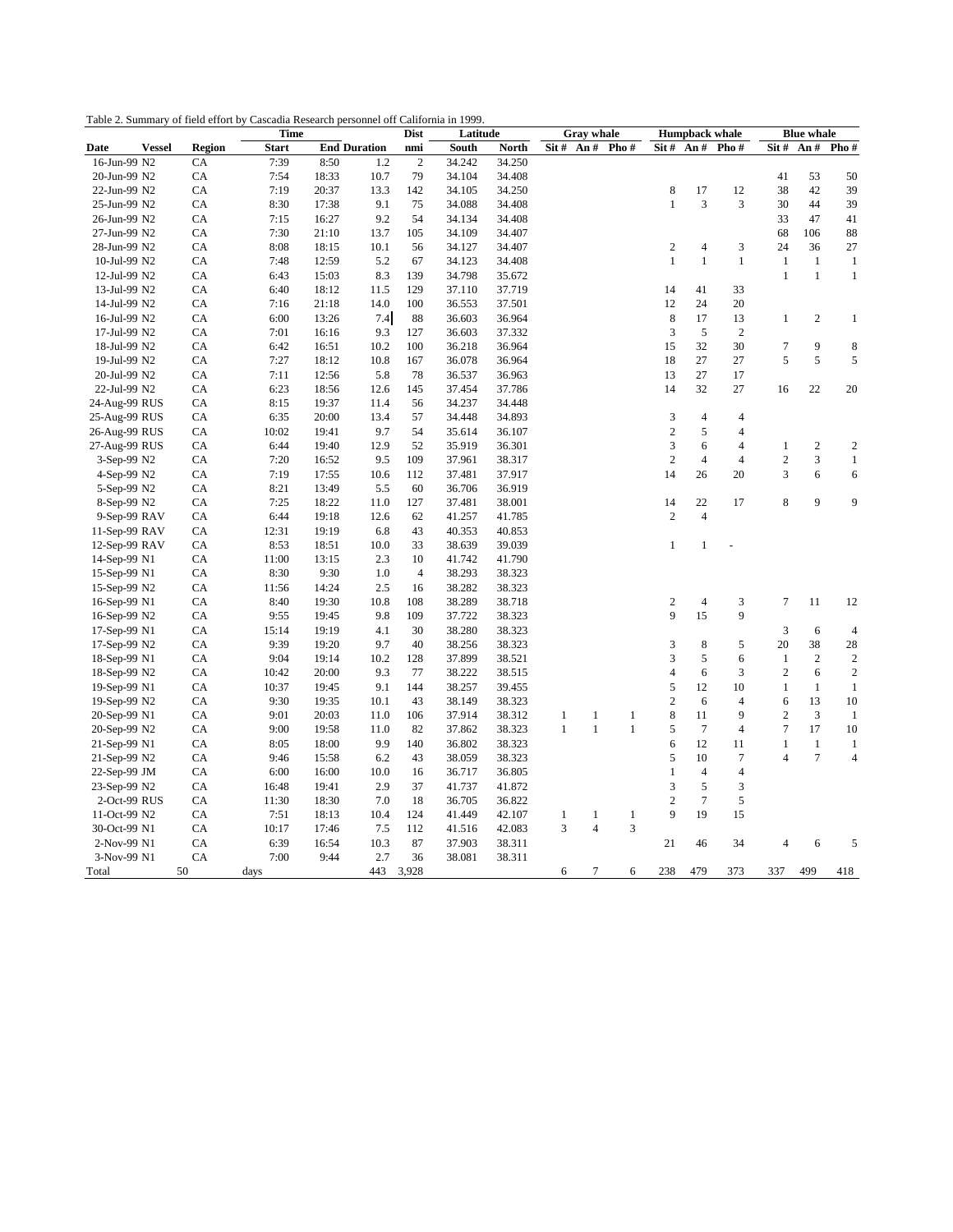Table 2. Summary of field effort by Cascadia Research personnel off California in 1999.

| Date | Vessel | Region | Time Start | End | Duration | Dist nmi | Latitude South | North | Gray whale Sit # | An # | Pho # | Humpback whale Sit # | An # | Pho # | Blue whale Sit # | An # | Pho # |
|---|---|---|---|---|---|---|---|---|---|---|---|---|---|---|---|---|---|
| 16-Jun-99 | N2 | CA | 7:39 | 8:50 | 1.2 | 2 | 34.242 | 34.250 | | | | | | | | | |
| 20-Jun-99 | N2 | CA | 7:54 | 18:33 | 10.7 | 79 | 34.104 | 34.408 | | | | | | | 41 | 53 | 50 |
| 22-Jun-99 | N2 | CA | 7:19 | 20:37 | 13.3 | 142 | 34.105 | 34.250 | | | | 8 | 17 | 12 | 38 | 42 | 39 |
| 25-Jun-99 | N2 | CA | 8:30 | 17:38 | 9.1 | 75 | 34.088 | 34.408 | | | | 1 | 3 | 3 | 30 | 44 | 39 |
| 26-Jun-99 | N2 | CA | 7:15 | 16:27 | 9.2 | 54 | 34.134 | 34.408 | | | | | | | 33 | 47 | 41 |
| 27-Jun-99 | N2 | CA | 7:30 | 21:10 | 13.7 | 105 | 34.109 | 34.407 | | | | | | | 68 | 106 | 88 |
| 28-Jun-99 | N2 | CA | 8:08 | 18:15 | 10.1 | 56 | 34.127 | 34.407 | | | | 2 | 4 | 3 | 24 | 36 | 27 |
| 10-Jul-99 | N2 | CA | 7:48 | 12:59 | 5.2 | 67 | 34.123 | 34.408 | | | | 1 | 1 | 1 | 1 | 1 | 1 |
| 12-Jul-99 | N2 | CA | 6:43 | 15:03 | 8.3 | 139 | 34.798 | 35.672 | | | | | | | 1 | 1 | 1 |
| 13-Jul-99 | N2 | CA | 6:40 | 18:12 | 11.5 | 129 | 37.110 | 37.719 | | | | 14 | 41 | 33 | | | |
| 14-Jul-99 | N2 | CA | 7:16 | 21:18 | 14.0 | 100 | 36.553 | 37.501 | | | | 12 | 24 | 20 | | | |
| 16-Jul-99 | N2 | CA | 6:00 | 13:26 | 7.4 | 88 | 36.603 | 36.964 | | | | 8 | 17 | 13 | 1 | 2 | 1 |
| 17-Jul-99 | N2 | CA | 7:01 | 16:16 | 9.3 | 127 | 36.603 | 37.332 | | | | 3 | 5 | 2 | | | |
| 18-Jul-99 | N2 | CA | 6:42 | 16:51 | 10.2 | 100 | 36.218 | 36.964 | | | | 15 | 32 | 30 | 7 | 9 | 8 |
| 19-Jul-99 | N2 | CA | 7:27 | 18:12 | 10.8 | 167 | 36.078 | 36.964 | | | | 18 | 27 | 27 | 5 | 5 | 5 |
| 20-Jul-99 | N2 | CA | 7:11 | 12:56 | 5.8 | 78 | 36.537 | 36.963 | | | | 13 | 27 | 17 | | | |
| 22-Jul-99 | N2 | CA | 6:23 | 18:56 | 12.6 | 145 | 37.454 | 37.786 | | | | 14 | 32 | 27 | 16 | 22 | 20 |
| 24-Aug-99 | RUS | CA | 8:15 | 19:37 | 11.4 | 56 | 34.237 | 34.448 | | | | | | | | | |
| 25-Aug-99 | RUS | CA | 6:35 | 20:00 | 13.4 | 57 | 34.448 | 34.893 | | | | 3 | 4 | 4 | | | |
| 26-Aug-99 | RUS | CA | 10:02 | 19:41 | 9.7 | 54 | 35.614 | 36.107 | | | | 2 | 5 | 4 | | | |
| 27-Aug-99 | RUS | CA | 6:44 | 19:40 | 12.9 | 52 | 35.919 | 36.301 | | | | 3 | 6 | 4 | 1 | 2 | 2 |
| 3-Sep-99 | N2 | CA | 7:20 | 16:52 | 9.5 | 109 | 37.961 | 38.317 | | | | 2 | 4 | 4 | 2 | 3 | 1 |
| 4-Sep-99 | N2 | CA | 7:19 | 17:55 | 10.6 | 112 | 37.481 | 37.917 | | | | 14 | 26 | 20 | 3 | 6 | 6 |
| 5-Sep-99 | N2 | CA | 8:21 | 13:49 | 5.5 | 60 | 36.706 | 36.919 | | | | | | | | | |
| 8-Sep-99 | N2 | CA | 7:25 | 18:22 | 11.0 | 127 | 37.481 | 38.001 | | | | 14 | 22 | 17 | 8 | 9 | 9 |
| 9-Sep-99 | RAV | CA | 6:44 | 19:18 | 12.6 | 62 | 41.257 | 41.785 | | | | 2 | 4 | | | | |
| 11-Sep-99 | RAV | CA | 12:31 | 19:19 | 6.8 | 43 | 40.353 | 40.853 | | | | | | | | | |
| 12-Sep-99 | RAV | CA | 8:53 | 18:51 | 10.0 | 33 | 38.639 | 39.039 | | | | 1 | 1 | - | | | |
| 14-Sep-99 | N1 | CA | 11:00 | 13:15 | 2.3 | 10 | 41.742 | 41.790 | | | | | | | | | |
| 15-Sep-99 | N1 | CA | 8:30 | 9:30 | 1.0 | 4 | 38.293 | 38.323 | | | | | | | | | |
| 15-Sep-99 | N2 | CA | 11:56 | 14:24 | 2.5 | 16 | 38.282 | 38.323 | | | | | | | | | |
| 16-Sep-99 | N1 | CA | 8:40 | 19:30 | 10.8 | 108 | 38.289 | 38.718 | | | | 2 | 4 | 3 | 7 | 11 | 12 |
| 16-Sep-99 | N2 | CA | 9:55 | 19:45 | 9.8 | 109 | 37.722 | 38.323 | | | | 9 | 15 | 9 | | | |
| 17-Sep-99 | N1 | CA | 15:14 | 19:19 | 4.1 | 30 | 38.280 | 38.323 | | | | | | | 3 | 6 | 4 |
| 17-Sep-99 | N2 | CA | 9:39 | 19:20 | 9.7 | 40 | 38.256 | 38.323 | | | | 3 | 8 | 5 | 20 | 38 | 28 |
| 18-Sep-99 | N1 | CA | 9:04 | 19:14 | 10.2 | 128 | 37.899 | 38.521 | | | | 3 | 5 | 6 | 1 | 2 | 2 |
| 18-Sep-99 | N2 | CA | 10:42 | 20:00 | 9.3 | 77 | 38.222 | 38.515 | | | | 4 | 6 | 3 | 2 | 6 | 2 |
| 19-Sep-99 | N1 | CA | 10:37 | 19:45 | 9.1 | 144 | 38.257 | 39.455 | | | | 5 | 12 | 10 | 1 | 1 | 1 |
| 19-Sep-99 | N2 | CA | 9:30 | 19:35 | 10.1 | 43 | 38.149 | 38.323 | | | | 2 | 6 | 4 | 6 | 13 | 10 |
| 20-Sep-99 | N1 | CA | 9:01 | 20:03 | 11.0 | 106 | 37.914 | 38.312 | 1 | 1 | 1 | 8 | 11 | 9 | 2 | 3 | 1 |
| 20-Sep-99 | N2 | CA | 9:00 | 19:58 | 11.0 | 82 | 37.862 | 38.323 | 1 | 1 | 1 | 5 | 7 | 4 | 7 | 17 | 10 |
| 21-Sep-99 | N1 | CA | 8:05 | 18:00 | 9.9 | 140 | 36.802 | 38.323 | | | | 6 | 12 | 11 | 1 | 1 | 1 |
| 21-Sep-99 | N2 | CA | 9:46 | 15:58 | 6.2 | 43 | 38.059 | 38.323 | | | | 5 | 10 | 7 | 4 | 7 | 4 |
| 22-Sep-99 | JM | CA | 6:00 | 16:00 | 10.0 | 16 | 36.717 | 36.805 | | | | 1 | 4 | 4 | | | |
| 23-Sep-99 | N2 | CA | 16:48 | 19:41 | 2.9 | 37 | 41.737 | 41.872 | | | | 3 | 5 | 3 | | | |
| 2-Oct-99 | RUS | CA | 11:30 | 18:30 | 7.0 | 18 | 36.705 | 36.822 | | | | 2 | 7 | 5 | | | |
| 11-Oct-99 | N2 | CA | 7:51 | 18:13 | 10.4 | 124 | 41.449 | 42.107 | 1 | 1 | 1 | 9 | 19 | 15 | | | |
| 30-Oct-99 | N1 | CA | 10:17 | 17:46 | 7.5 | 112 | 41.516 | 42.083 | 3 | 4 | 3 | | | | | | |
| 2-Nov-99 | N1 | CA | 6:39 | 16:54 | 10.3 | 87 | 37.903 | 38.311 | | | | 21 | 46 | 34 | 4 | 6 | 5 |
| 3-Nov-99 | N1 | CA | 7:00 | 9:44 | 2.7 | 36 | 38.081 | 38.311 | | | | | | | | | |
| Total | 50 | | days | | 443 | 3,928 | | | 6 | 7 | 6 | 238 | 479 | 373 | 337 | 499 | 418 |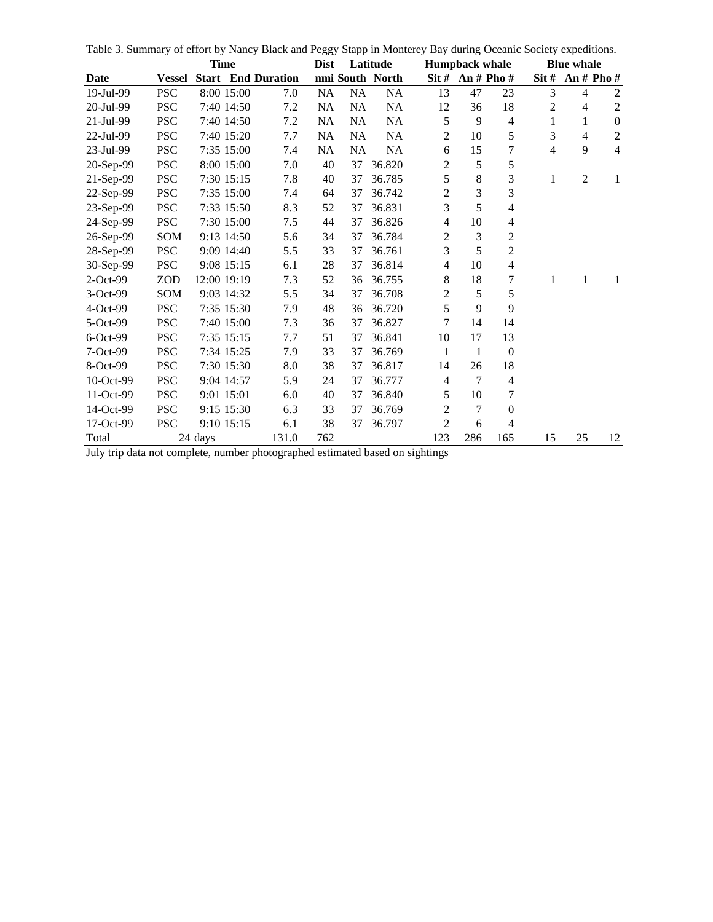Table 3. Summary of effort by Nancy Black and Peggy Stapp in Monterey Bay during Oceanic Society expeditions.

| | | Time | | | Dist | Latitude | | Humpback whale | | | Blue whale | | |
|---|---|---|---|---|---|---|---|---|---|---|---|---|---|
| **Date** | **Vessel** | **Start** | **End** | **Duration** | **nmi** | **South** | **North** | **Sit #** | **An #** | **Pho #** | **Sit #** | **An #** | **Pho #** |
| 19-Jul-99 | PSC | 8:00 | 15:00 | 7.0 | NA | NA | NA | 13 | 47 | 23 | 3 | 4 | 2 |
| 20-Jul-99 | PSC | 7:40 | 14:50 | 7.2 | NA | NA | NA | 12 | 36 | 18 | 2 | 4 | 2 |
| 21-Jul-99 | PSC | 7:40 | 14:50 | 7.2 | NA | NA | NA | 5 | 9 | 4 | 1 | 1 | 0 |
| 22-Jul-99 | PSC | 7:40 | 15:20 | 7.7 | NA | NA | NA | 2 | 10 | 5 | 3 | 4 | 2 |
| 23-Jul-99 | PSC | 7:35 | 15:00 | 7.4 | NA | NA | NA | 6 | 15 | 7 | 4 | 9 | 4 |
| 20-Sep-99 | PSC | 8:00 | 15:00 | 7.0 | 40 | 37 | 36.820 | 2 | 5 | 5 | | | |
| 21-Sep-99 | PSC | 7:30 | 15:15 | 7.8 | 40 | 37 | 36.785 | 5 | 8 | 3 | 1 | 2 | 1 |
| 22-Sep-99 | PSC | 7:35 | 15:00 | 7.4 | 64 | 37 | 36.742 | 2 | 3 | 3 | | | |
| 23-Sep-99 | PSC | 7:33 | 15:50 | 8.3 | 52 | 37 | 36.831 | 3 | 5 | 4 | | | |
| 24-Sep-99 | PSC | 7:30 | 15:00 | 7.5 | 44 | 37 | 36.826 | 4 | 10 | 4 | | | |
| 26-Sep-99 | SOM | 9:13 | 14:50 | 5.6 | 34 | 37 | 36.784 | 2 | 3 | 2 | | | |
| 28-Sep-99 | PSC | 9:09 | 14:40 | 5.5 | 33 | 37 | 36.761 | 3 | 5 | 2 | | | |
| 30-Sep-99 | PSC | 9:08 | 15:15 | 6.1 | 28 | 37 | 36.814 | 4 | 10 | 4 | | | |
| 2-Oct-99 | ZOD | 12:00 | 19:19 | 7.3 | 52 | 36 | 36.755 | 8 | 18 | 7 | 1 | 1 | 1 |
| 3-Oct-99 | SOM | 9:03 | 14:32 | 5.5 | 34 | 37 | 36.708 | 2 | 5 | 5 | | | |
| 4-Oct-99 | PSC | 7:35 | 15:30 | 7.9 | 48 | 36 | 36.720 | 5 | 9 | 9 | | | |
| 5-Oct-99 | PSC | 7:40 | 15:00 | 7.3 | 36 | 37 | 36.827 | 7 | 14 | 14 | | | |
| 6-Oct-99 | PSC | 7:35 | 15:15 | 7.7 | 51 | 37 | 36.841 | 10 | 17 | 13 | | | |
| 7-Oct-99 | PSC | 7:34 | 15:25 | 7.9 | 33 | 37 | 36.769 | 1 | 1 | 0 | | | |
| 8-Oct-99 | PSC | 7:30 | 15:30 | 8.0 | 38 | 37 | 36.817 | 14 | 26 | 18 | | | |
| 10-Oct-99 | PSC | 9:04 | 14:57 | 5.9 | 24 | 37 | 36.777 | 4 | 7 | 4 | | | |
| 11-Oct-99 | PSC | 9:01 | 15:01 | 6.0 | 40 | 37 | 36.840 | 5 | 10 | 7 | | | |
| 14-Oct-99 | PSC | 9:15 | 15:30 | 6.3 | 33 | 37 | 36.769 | 2 | 7 | 0 | | | |
| 17-Oct-99 | PSC | 9:10 | 15:15 | 6.1 | 38 | 37 | 36.797 | 2 | 6 | 4 | | | |
| Total | | 24 days | | 131.0 | 762 | | | 123 | 286 | 165 | 15 | 25 | 12 |

July trip data not complete, number photographed estimated based on sightings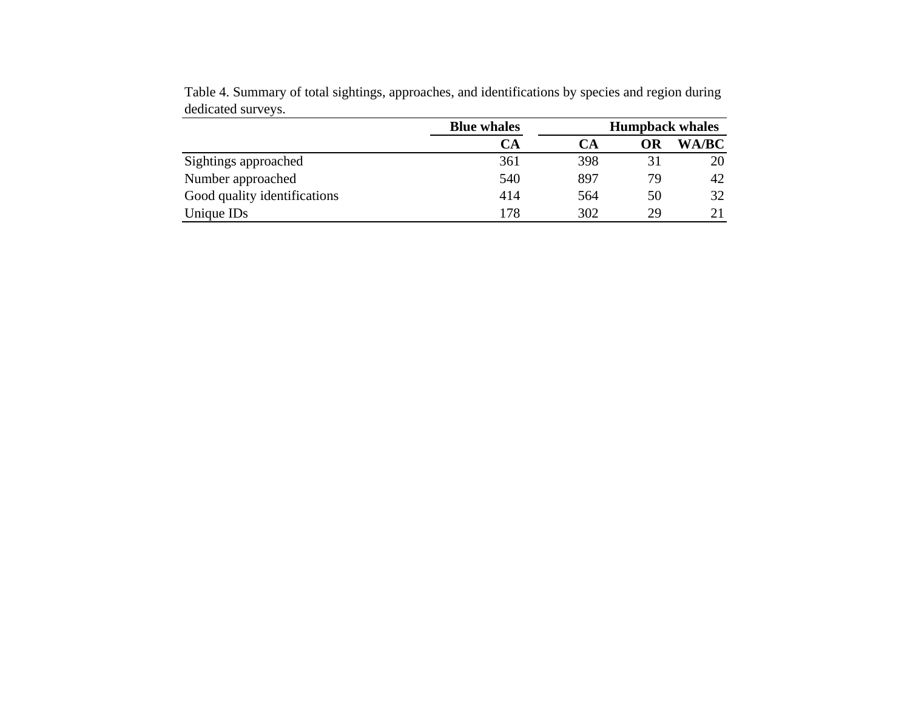Table 4. Summary of total sightings, approaches, and identifications by species and region during dedicated surveys.

| | **Blue whales** | **Humpback whales** | | |
|---|---|---|---|---|
| | **CA** | **CA** | **OR** | **WA/BC** |
| Sightings approached | 361 | 398 | 31 | 20 |
| Number approached | 540 | 897 | 79 | 42 |
| Good quality identifications | 414 | 564 | 50 | 32 |
| Unique IDs | 178 | 302 | 29 | 21 |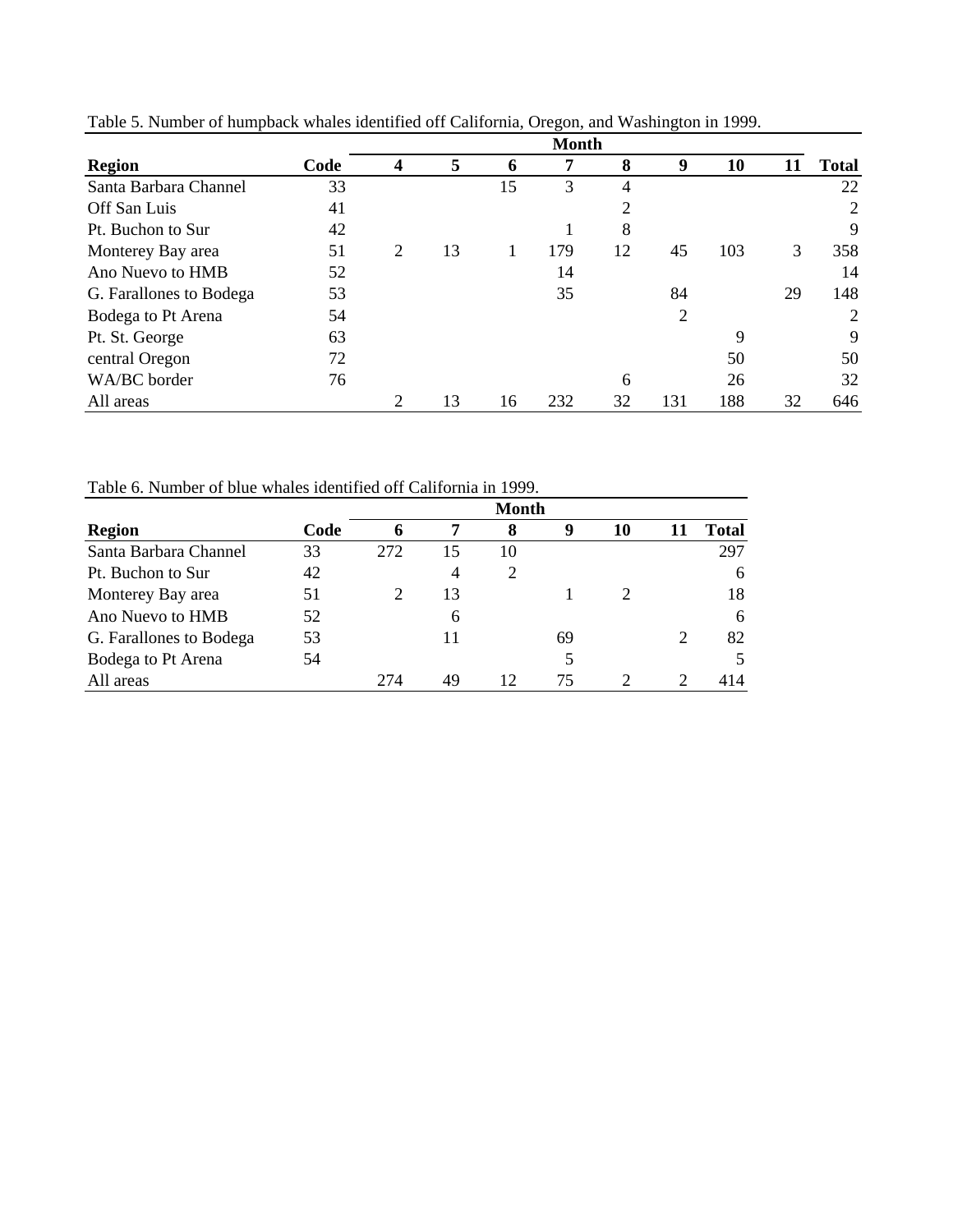Table 5. Number of humpback whales identified off California, Oregon, and Washington in 1999.

| Region | Code | Month | | | | | | | | Total |
|---|---|---|---|---|---|---|---|---|---|---|
| | | 4 | 5 | 6 | 7 | 8 | 9 | 10 | 11 | |
| Santa Barbara Channel | 33 | | | 15 | 3 | 4 | | | | 22 |
| Off San Luis | 41 | | | | | 2 | | | | 2 |
| Pt. Buchon to Sur | 42 | | | | 1 | 8 | | | | 9 |
| Monterey Bay area | 51 | 2 | 13 | 1 | 179 | 12 | 45 | 103 | 3 | 358 |
| Ano Nuevo to HMB | 52 | | | | 14 | | | | | 14 |
| G. Farallones to Bodega | 53 | | | | 35 | | 84 | | 29 | 148 |
| Bodega to Pt Arena | 54 | | | | | | 2 | | | 2 |
| Pt. St. George | 63 | | | | | | | 9 | | 9 |
| central Oregon | 72 | | | | | | | 50 | | 50 |
| WA/BC border | 76 | | | | | 6 | | 26 | | 32 |
| All areas | | 2 | 13 | 16 | 232 | 32 | 131 | 188 | 32 | 646 |

Table 6. Number of blue whales identified off California in 1999.

| Region | Code | Month | | | | | | Total |
|---|---|---|---|---|---|---|---|---|
| | | 6 | 7 | 8 | 9 | 10 | 11 | |
| Santa Barbara Channel | 33 | 272 | 15 | 10 | | | | 297 |
| Pt. Buchon to Sur | 42 | | 4 | 2 | | | | 6 |
| Monterey Bay area | 51 | 2 | 13 | | 1 | 2 | | 18 |
| Ano Nuevo to HMB | 52 | | 6 | | | | | 6 |
| G. Farallones to Bodega | 53 | | 11 | | 69 | | 2 | 82 |
| Bodega to Pt Arena | 54 | | | | 5 | | | 5 |
| All areas | | 274 | 49 | 12 | 75 | 2 | 2 | 414 |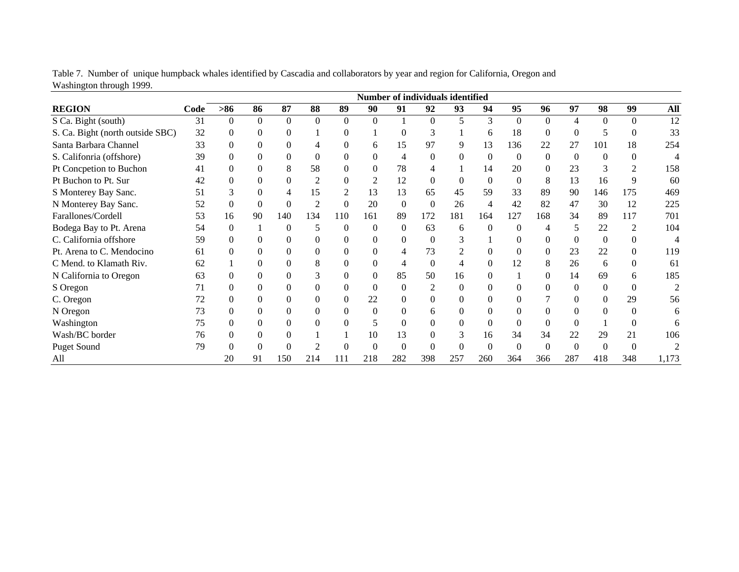Table 7. Number of unique humpback whales identified by Cascadia and collaborators by year and region for California, Oregon and Washington through 1999.

| | | Number of individuals identified | | | | | | | | | | | | | | | |
|---|---|---|---|---|---|---|---|---|---|---|---|---|---|---|---|---|---|
| **REGION** | **Code** | **>86** | **86** | **87** | **88** | **89** | **90** | **91** | **92** | **93** | **94** | **95** | **96** | **97** | **98** | **99** | **All** |
| S Ca. Bight (south) | 31 | 0 | 0 | 0 | 0 | 0 | 0 | 1 | 0 | 5 | 3 | 0 | 0 | 4 | 0 | 0 | 12 |
| S. Ca. Bight (north outside SBC) | 32 | 0 | 0 | 0 | 1 | 0 | 1 | 0 | 3 | 1 | 6 | 18 | 0 | 0 | 5 | 0 | 33 |
| Santa Barbara Channel | 33 | 0 | 0 | 0 | 4 | 0 | 6 | 15 | 97 | 9 | 13 | 136 | 22 | 27 | 101 | 18 | 254 |
| S. Califonria (offshore) | 39 | 0 | 0 | 0 | 0 | 0 | 0 | 4 | 0 | 0 | 0 | 0 | 0 | 0 | 0 | 0 | 4 |
| Pt Concpetion to Buchon | 41 | 0 | 0 | 8 | 58 | 0 | 0 | 78 | 4 | 1 | 14 | 20 | 0 | 23 | 3 | 2 | 158 |
| Pt Buchon to Pt. Sur | 42 | 0 | 0 | 0 | 2 | 0 | 2 | 12 | 0 | 0 | 0 | 0 | 8 | 13 | 16 | 9 | 60 |
| S Monterey Bay Sanc. | 51 | 3 | 0 | 4 | 15 | 2 | 13 | 13 | 65 | 45 | 59 | 33 | 89 | 90 | 146 | 175 | 469 |
| N Monterey Bay Sanc. | 52 | 0 | 0 | 0 | 2 | 0 | 20 | 0 | 0 | 26 | 4 | 42 | 82 | 47 | 30 | 12 | 225 |
| Farallones/Cordell | 53 | 16 | 90 | 140 | 134 | 110 | 161 | 89 | 172 | 181 | 164 | 127 | 168 | 34 | 89 | 117 | 701 |
| Bodega Bay to Pt. Arena | 54 | 0 | 1 | 0 | 5 | 0 | 0 | 0 | 63 | 6 | 0 | 0 | 4 | 5 | 22 | 2 | 104 |
| C. California offshore | 59 | 0 | 0 | 0 | 0 | 0 | 0 | 0 | 0 | 3 | 1 | 0 | 0 | 0 | 0 | 0 | 4 |
| Pt. Arena to C. Mendocino | 61 | 0 | 0 | 0 | 0 | 0 | 0 | 4 | 73 | 2 | 0 | 0 | 0 | 23 | 22 | 0 | 119 |
| C Mend. to Klamath Riv. | 62 | 1 | 0 | 0 | 8 | 0 | 0 | 4 | 0 | 4 | 0 | 12 | 8 | 26 | 6 | 0 | 61 |
| N California to Oregon | 63 | 0 | 0 | 0 | 3 | 0 | 0 | 85 | 50 | 16 | 0 | 1 | 0 | 14 | 69 | 6 | 185 |
| S Oregon | 71 | 0 | 0 | 0 | 0 | 0 | 0 | 0 | 2 | 0 | 0 | 0 | 0 | 0 | 0 | 0 | 2 |
| C. Oregon | 72 | 0 | 0 | 0 | 0 | 0 | 22 | 0 | 0 | 0 | 0 | 0 | 7 | 0 | 0 | 29 | 56 |
| N Oregon | 73 | 0 | 0 | 0 | 0 | 0 | 0 | 0 | 6 | 0 | 0 | 0 | 0 | 0 | 0 | 0 | 6 |
| Washington | 75 | 0 | 0 | 0 | 0 | 0 | 5 | 0 | 0 | 0 | 0 | 0 | 0 | 0 | 1 | 0 | 6 |
| Wash/BC border | 76 | 0 | 0 | 0 | 1 | 1 | 10 | 13 | 0 | 3 | 16 | 34 | 34 | 22 | 29 | 21 | 106 |
| Puget Sound | 79 | 0 | 0 | 0 | 2 | 0 | 0 | 0 | 0 | 0 | 0 | 0 | 0 | 0 | 0 | 0 | 2 |
| All | | 20 | 91 | 150 | 214 | 111 | 218 | 282 | 398 | 257 | 260 | 364 | 366 | 287 | 418 | 348 | 1,173 |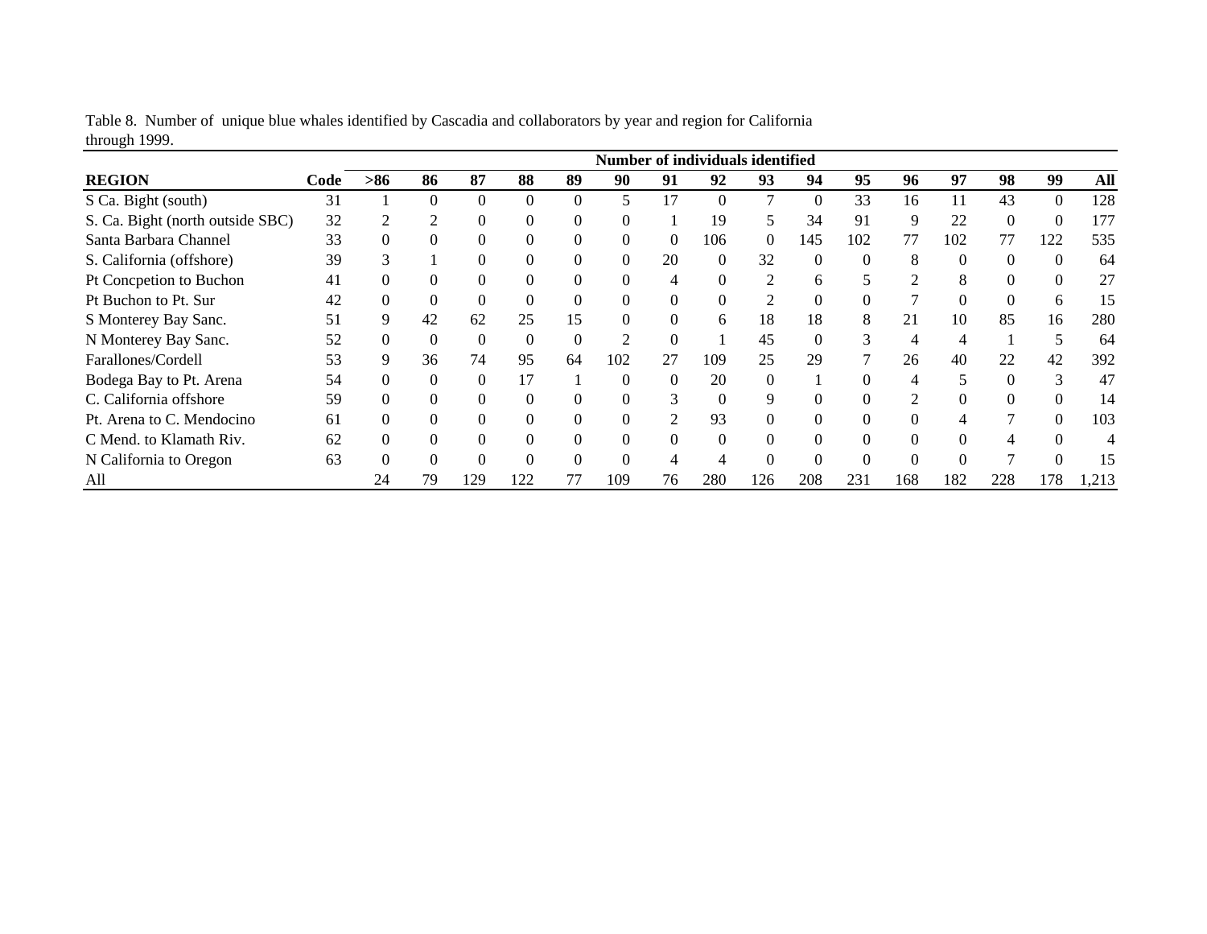Table 8. Number of unique blue whales identified by Cascadia and collaborators by year and region for California through 1999.

| | | Number of individuals identified | | | | | | | | | | | | | | | |
|---|---|---|---|---|---|---|---|---|---|---|---|---|---|---|---|---|---|
| **REGION** | **Code** | **>86** | **86** | **87** | **88** | **89** | **90** | **91** | **92** | **93** | **94** | **95** | **96** | **97** | **98** | **99** | **All** |
| S Ca. Bight (south) | 31 | 1 | 0 | 0 | 0 | 0 | 5 | 17 | 0 | 7 | 0 | 33 | 16 | 11 | 43 | 0 | 128 |
| S. Ca. Bight (north outside SBC) | 32 | 2 | 2 | 0 | 0 | 0 | 0 | 1 | 19 | 5 | 34 | 91 | 9 | 22 | 0 | 0 | 177 |
| Santa Barbara Channel | 33 | 0 | 0 | 0 | 0 | 0 | 0 | 0 | 106 | 0 | 145 | 102 | 77 | 102 | 77 | 122 | 535 |
| S. California (offshore) | 39 | 3 | 1 | 0 | 0 | 0 | 0 | 20 | 0 | 32 | 0 | 0 | 8 | 0 | 0 | 0 | 64 |
| Pt Concpetion to Buchon | 41 | 0 | 0 | 0 | 0 | 0 | 0 | 4 | 0 | 2 | 6 | 5 | 2 | 8 | 0 | 0 | 27 |
| Pt Buchon to Pt. Sur | 42 | 0 | 0 | 0 | 0 | 0 | 0 | 0 | 0 | 2 | 0 | 0 | 7 | 0 | 0 | 6 | 15 |
| S Monterey Bay Sanc. | 51 | 9 | 42 | 62 | 25 | 15 | 0 | 0 | 6 | 18 | 18 | 8 | 21 | 10 | 85 | 16 | 280 |
| N Monterey Bay Sanc. | 52 | 0 | 0 | 0 | 0 | 0 | 2 | 0 | 1 | 45 | 0 | 3 | 4 | 4 | 1 | 5 | 64 |
| Farallones/Cordell | 53 | 9 | 36 | 74 | 95 | 64 | 102 | 27 | 109 | 25 | 29 | 7 | 26 | 40 | 22 | 42 | 392 |
| Bodega Bay to Pt. Arena | 54 | 0 | 0 | 0 | 17 | 1 | 0 | 0 | 20 | 0 | 1 | 0 | 4 | 5 | 0 | 3 | 47 |
| C. California offshore | 59 | 0 | 0 | 0 | 0 | 0 | 0 | 3 | 0 | 9 | 0 | 0 | 2 | 0 | 0 | 0 | 14 |
| Pt. Arena to C. Mendocino | 61 | 0 | 0 | 0 | 0 | 0 | 0 | 2 | 93 | 0 | 0 | 0 | 0 | 4 | 7 | 0 | 103 |
| C Mend. to Klamath Riv. | 62 | 0 | 0 | 0 | 0 | 0 | 0 | 0 | 0 | 0 | 0 | 0 | 0 | 0 | 4 | 0 | 4 |
| N California to Oregon | 63 | 0 | 0 | 0 | 0 | 0 | 0 | 4 | 4 | 0 | 0 | 0 | 0 | 0 | 7 | 0 | 15 |
| All | | 24 | 79 | 129 | 122 | 77 | 109 | 76 | 280 | 126 | 208 | 231 | 168 | 182 | 228 | 178 | 1,213 |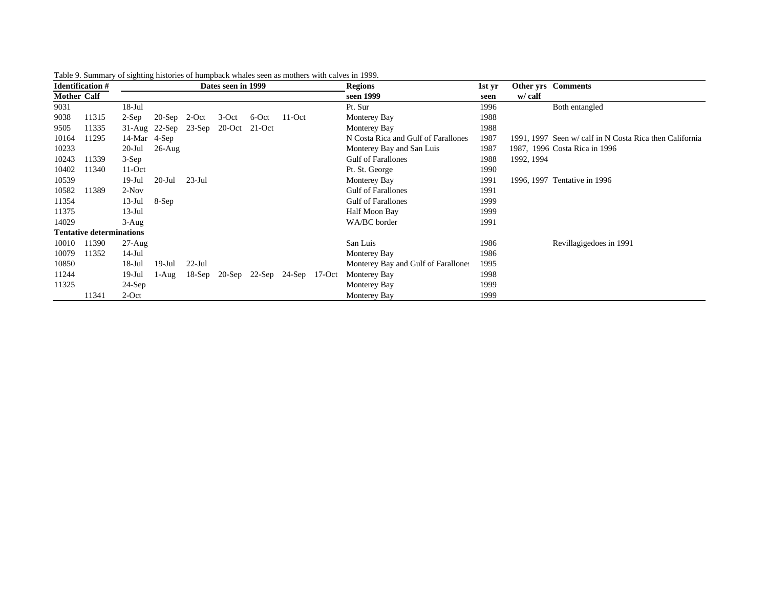Table 9. Summary of sighting histories of humpback whales seen as mothers with calves in 1999.

| Identification # | | Dates seen in 1999 | | | | | | | Regions | 1st yr | Other yrs | Comments |
|---|---|---|---|---|---|---|---|---|---|---|---|---|
| Mother | Calf | | | | | | | | seen 1999 | seen | w/ calf | |
| 9031 | | 18-Jul | | | | | | | Pt. Sur | 1996 | | Both entangled |
| 9038 | 11315 | 2-Sep | 20-Sep | 2-Oct | 3-Oct | 6-Oct | 11-Oct | | Monterey Bay | 1988 | | |
| 9505 | 11335 | 31-Aug | 22-Sep | 23-Sep | 20-Oct | 21-Oct | | | Monterey Bay | 1988 | | |
| 10164 | 11295 | 14-Mar | 4-Sep | | | | | | N Costa Rica and Gulf of Farallones | 1987 | 1991, 1997 | Seen w/ calf in N Costa Rica then California |
| 10233 | | 20-Jul | 26-Aug | | | | | | Monterey Bay and San Luis | 1987 | 1987, 1996 | Costa Rica in 1996 |
| 10243 | 11339 | 3-Sep | | | | | | | Gulf of Farallones | 1988 | 1992, 1994 | |
| 10402 | 11340 | 11-Oct | | | | | | | Pt. St. George | 1990 | | |
| 10539 | | 19-Jul | 20-Jul | 23-Jul | | | | | Monterey Bay | 1991 | 1996, 1997 | Tentative in 1996 |
| 10582 | 11389 | 2-Nov | | | | | | | Gulf of Farallones | 1991 | | |
| 11354 | | 13-Jul | 8-Sep | | | | | | Gulf of Farallones | 1999 | | |
| 11375 | | 13-Jul | | | | | | | Half Moon Bay | 1999 | | |
| 14029 | | 3-Aug | | | | | | | WA/BC border | 1991 | | |
| **Tentative determinations** | | | | | | | | | | | | |
| 10010 | 11390 | 27-Aug | | | | | | | San Luis | 1986 | | Revillagigedoes in 1991 |
| 10079 | 11352 | 14-Jul | | | | | | | Monterey Bay | 1986 | | |
| 10850 | | 18-Jul | 19-Jul | 22-Jul | | | | | Monterey Bay and Gulf of Farallones | 1995 | | |
| 11244 | | 19-Jul | 1-Aug | 18-Sep | 20-Sep | 22-Sep | 24-Sep | 17-Oct | Monterey Bay | 1998 | | |
| 11325 | | 24-Sep | | | | | | | Monterey Bay | 1999 | | |
| | 11341 | 2-Oct | | | | | | | Monterey Bay | 1999 | | |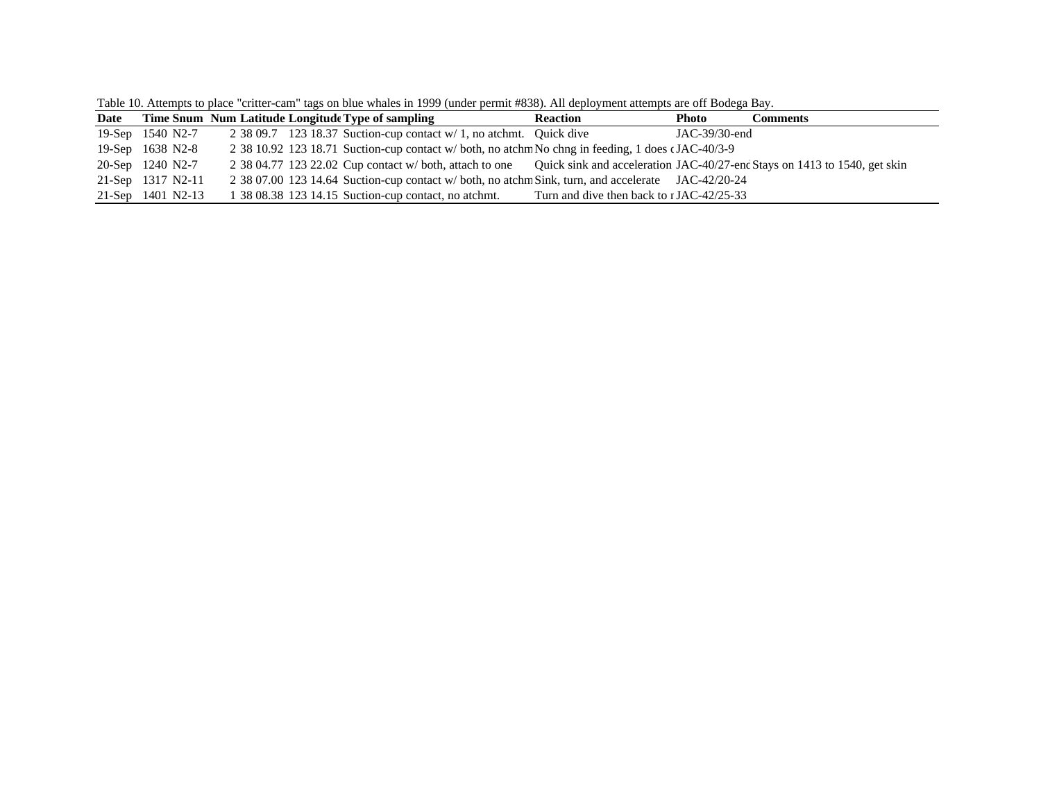Table 10. Attempts to place "critter-cam" tags on blue whales in 1999 (under permit #838). All deployment attempts are off Bodega Bay.

| Date | Time | Snum | Num | Latitude | Longitude | Type of sampling | Reaction | Photo | Comments |
|---|---|---|---|---|---|---|---|---|---|
| 19-Sep | 1540 | N2-7 | 2 | 38 09.7 | 123 18.37 | Suction-cup contact w/ 1, no atchmt. | Quick dive | JAC-39/30-end | |
| 19-Sep | 1638 | N2-8 | 2 | 38 10.92 | 123 18.71 | Suction-cup contact w/ both, no atchm | No chng in feeding, 1 does c | JAC-40/3-9 | |
| 20-Sep | 1240 | N2-7 | 2 | 38 04.77 | 123 22.02 | Cup contact w/ both, attach to one | Quick sink and acceleration | JAC-40/27-enc | Stays on 1413 to 1540, get skin |
| 21-Sep | 1317 | N2-11 | 2 | 38 07.00 | 123 14.64 | Suction-cup contact w/ both, no atchm | Sink, turn, and accelerate | JAC-42/20-24 | |
| 21-Sep | 1401 | N2-13 | 1 | 38 08.38 | 123 14.15 | Suction-cup contact, no atchmt. | Turn and dive then back to r | JAC-42/25-33 | |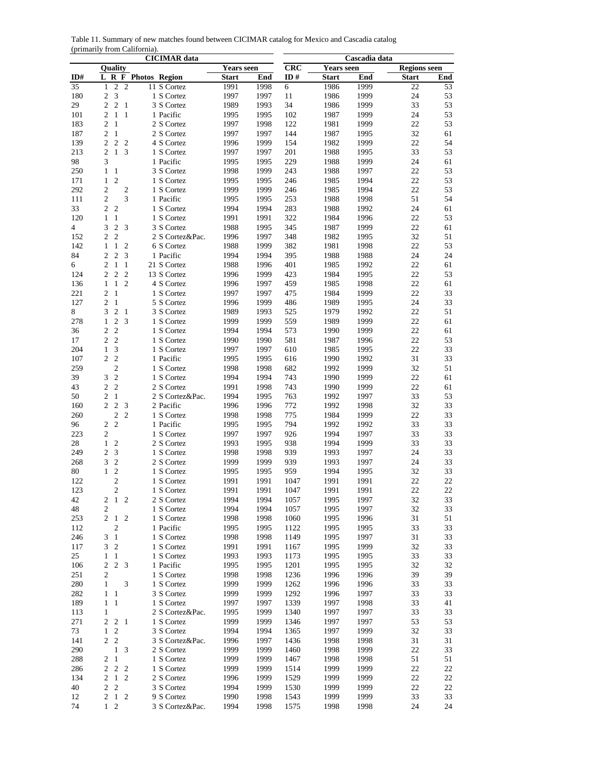Table 11. Summary of new matches found between CICIMAR catalog for Mexico and Cascadia catalog (primarily from California).

| CICIMAR data | | | | | | | | Cascadia data | | | | |
|---|---|---|---|---|---|---|---|---|---|---|---|---|
| | Quality | | | | | Years seen | | CRC | Years seen | | Regions seen | |
| ID# | L | R | F | Photos | Region | Start | End | ID # | Start | End | Start | End |
| 35 | 1 | 2 | 2 | 11 | S Cortez | 1991 | 1998 | 6 | 1986 | 1999 | 22 | 53 |
| 180 | 2 | 3 | | 1 | S Cortez | 1997 | 1997 | 11 | 1986 | 1999 | 24 | 53 |
| 29 | 2 | 2 | 1 | 3 | S Cortez | 1989 | 1993 | 34 | 1986 | 1999 | 33 | 53 |
| 101 | 2 | 1 | 1 | 1 | Pacific | 1995 | 1995 | 102 | 1987 | 1999 | 24 | 53 |
| 183 | 2 | 1 | | 2 | S Cortez | 1997 | 1998 | 122 | 1981 | 1999 | 22 | 53 |
| 187 | 2 | 1 | | 2 | S Cortez | 1997 | 1997 | 144 | 1987 | 1995 | 32 | 61 |
| 139 | 2 | 2 | 2 | 4 | S Cortez | 1996 | 1999 | 154 | 1982 | 1999 | 22 | 54 |
| 213 | 2 | 1 | 3 | 1 | S Cortez | 1997 | 1997 | 201 | 1988 | 1995 | 33 | 53 |
| 98 | 3 | | | 1 | Pacific | 1995 | 1995 | 229 | 1988 | 1999 | 24 | 61 |
| 250 | 1 | 1 | | 3 | S Cortez | 1998 | 1999 | 243 | 1988 | 1997 | 22 | 53 |
| 171 | 1 | 2 | | 1 | S Cortez | 1995 | 1995 | 246 | 1985 | 1994 | 22 | 53 |
| 292 | 2 | | 2 | 1 | S Cortez | 1999 | 1999 | 246 | 1985 | 1994 | 22 | 53 |
| 111 | 2 | 3 | | 1 | Pacific | 1995 | 1995 | 253 | 1988 | 1998 | 51 | 54 |
| 33 | 2 | 2 | | 1 | S Cortez | 1994 | 1994 | 283 | 1988 | 1992 | 24 | 61 |
| 120 | 1 | 1 | | 1 | S Cortez | 1991 | 1991 | 322 | 1984 | 1996 | 22 | 53 |
| 4 | 3 | 2 | 3 | 3 | S Cortez | 1988 | 1995 | 345 | 1987 | 1999 | 22 | 61 |
| 152 | 2 | 2 | | 2 | S Cortez&Pac. | 1996 | 1997 | 348 | 1982 | 1995 | 32 | 51 |
| 142 | 1 | 1 | 2 | 6 | S Cortez | 1988 | 1999 | 382 | 1981 | 1998 | 22 | 53 |
| 84 | 2 | 2 | 3 | 1 | Pacific | 1994 | 1994 | 395 | 1988 | 1988 | 24 | 24 |
| 6 | 2 | 1 | 1 | 21 | S Cortez | 1988 | 1996 | 401 | 1985 | 1992 | 22 | 61 |
| 124 | 2 | 2 | 2 | 13 | S Cortez | 1996 | 1999 | 423 | 1984 | 1995 | 22 | 53 |
| 136 | 1 | 1 | 2 | 4 | S Cortez | 1996 | 1997 | 459 | 1985 | 1998 | 22 | 61 |
| 221 | 2 | 1 | | 1 | S Cortez | 1997 | 1997 | 475 | 1984 | 1999 | 22 | 33 |
| 127 | 2 | 1 | | 5 | S Cortez | 1996 | 1999 | 486 | 1989 | 1995 | 24 | 33 |
| 8 | 3 | 2 | 1 | 3 | S Cortez | 1989 | 1993 | 525 | 1979 | 1992 | 22 | 51 |
| 278 | 1 | 2 | 3 | 1 | S Cortez | 1999 | 1999 | 559 | 1989 | 1999 | 22 | 61 |
| 36 | 2 | 2 | | 1 | S Cortez | 1994 | 1994 | 573 | 1990 | 1999 | 22 | 61 |
| 17 | 2 | 2 | | 1 | S Cortez | 1990 | 1990 | 581 | 1987 | 1996 | 22 | 53 |
| 204 | 1 | 3 | | 1 | S Cortez | 1997 | 1997 | 610 | 1985 | 1995 | 22 | 33 |
| 107 | 2 | 2 | | 1 | Pacific | 1995 | 1995 | 616 | 1990 | 1992 | 31 | 33 |
| 259 | | 2 | | 1 | S Cortez | 1998 | 1998 | 682 | 1992 | 1999 | 32 | 51 |
| 39 | 3 | 2 | | 1 | S Cortez | 1994 | 1994 | 743 | 1990 | 1999 | 22 | 61 |
| 43 | 2 | 2 | | 2 | S Cortez | 1991 | 1998 | 743 | 1990 | 1999 | 22 | 61 |
| 50 | 2 | 1 | | 2 | S Cortez&Pac. | 1994 | 1995 | 763 | 1992 | 1997 | 33 | 53 |
| 160 | 2 | 2 | 3 | 2 | Pacific | 1996 | 1996 | 772 | 1992 | 1998 | 32 | 33 |
| 260 | | 2 | 2 | 1 | S Cortez | 1998 | 1998 | 775 | 1984 | 1999 | 22 | 33 |
| 96 | 2 | 2 | | 1 | Pacific | 1995 | 1995 | 794 | 1992 | 1992 | 33 | 33 |
| 223 | 2 | | | 1 | S Cortez | 1997 | 1997 | 926 | 1994 | 1997 | 33 | 33 |
| 28 | 1 | 2 | | 2 | S Cortez | 1993 | 1995 | 938 | 1994 | 1999 | 33 | 33 |
| 249 | 2 | 3 | | 1 | S Cortez | 1998 | 1998 | 939 | 1993 | 1997 | 24 | 33 |
| 268 | 3 | 2 | | 2 | S Cortez | 1999 | 1999 | 939 | 1993 | 1997 | 24 | 33 |
| 80 | 1 | 2 | | 1 | S Cortez | 1995 | 1995 | 959 | 1994 | 1995 | 32 | 33 |
| 122 | | 2 | | 1 | S Cortez | 1991 | 1991 | 1047 | 1991 | 1991 | 22 | 22 |
| 123 | | 2 | | 1 | S Cortez | 1991 | 1991 | 1047 | 1991 | 1991 | 22 | 22 |
| 42 | 2 | 1 | 2 | 2 | S Cortez | 1994 | 1994 | 1057 | 1995 | 1997 | 32 | 33 |
| 48 | 2 | | | 1 | S Cortez | 1994 | 1994 | 1057 | 1995 | 1997 | 32 | 33 |
| 253 | 2 | 1 | 2 | 1 | S Cortez | 1998 | 1998 | 1060 | 1995 | 1996 | 31 | 51 |
| 112 | | 2 | | 1 | Pacific | 1995 | 1995 | 1122 | 1995 | 1995 | 33 | 33 |
| 246 | 3 | 1 | | 1 | S Cortez | 1998 | 1998 | 1149 | 1995 | 1997 | 31 | 33 |
| 117 | 3 | 2 | | 1 | S Cortez | 1991 | 1991 | 1167 | 1995 | 1999 | 32 | 33 |
| 25 | 1 | 1 | | 1 | S Cortez | 1993 | 1993 | 1173 | 1995 | 1995 | 33 | 33 |
| 106 | 2 | 2 | 3 | 1 | Pacific | 1995 | 1995 | 1201 | 1995 | 1995 | 32 | 32 |
| 251 | 2 | | | 1 | S Cortez | 1998 | 1998 | 1236 | 1996 | 1996 | 39 | 39 |
| 280 | 1 | | 3 | 1 | S Cortez | 1999 | 1999 | 1262 | 1996 | 1996 | 33 | 33 |
| 282 | 1 | 1 | | 3 | S Cortez | 1999 | 1999 | 1292 | 1996 | 1997 | 33 | 33 |
| 189 | 1 | 1 | | 1 | S Cortez | 1997 | 1997 | 1339 | 1997 | 1998 | 33 | 41 |
| 113 | 1 | | | 2 | S Cortez&Pac. | 1995 | 1999 | 1340 | 1997 | 1997 | 33 | 33 |
| 271 | 2 | 2 | 1 | 1 | S Cortez | 1999 | 1999 | 1346 | 1997 | 1997 | 53 | 53 |
| 73 | 1 | 2 | | 3 | S Cortez | 1994 | 1994 | 1365 | 1997 | 1999 | 32 | 33 |
| 141 | 2 | 2 | | 3 | S Cortez&Pac. | 1996 | 1997 | 1436 | 1998 | 1998 | 31 | 31 |
| 290 | | 1 | 3 | 2 | S Cortez | 1999 | 1999 | 1460 | 1998 | 1999 | 22 | 33 |
| 288 | 2 | 1 | | 1 | S Cortez | 1999 | 1999 | 1467 | 1998 | 1998 | 51 | 51 |
| 286 | 2 | 2 | 2 | 1 | S Cortez | 1999 | 1999 | 1514 | 1999 | 1999 | 22 | 22 |
| 134 | 2 | 1 | 2 | 2 | S Cortez | 1996 | 1999 | 1529 | 1999 | 1999 | 22 | 22 |
| 40 | 2 | 2 | | 3 | S Cortez | 1994 | 1999 | 1530 | 1999 | 1999 | 22 | 22 |
| 12 | 2 | 1 | 2 | 9 | S Cortez | 1990 | 1998 | 1543 | 1999 | 1999 | 33 | 33 |
| 74 | 1 | 2 | | 3 | S Cortez&Pac. | 1994 | 1998 | 1575 | 1998 | 1998 | 24 | 24 |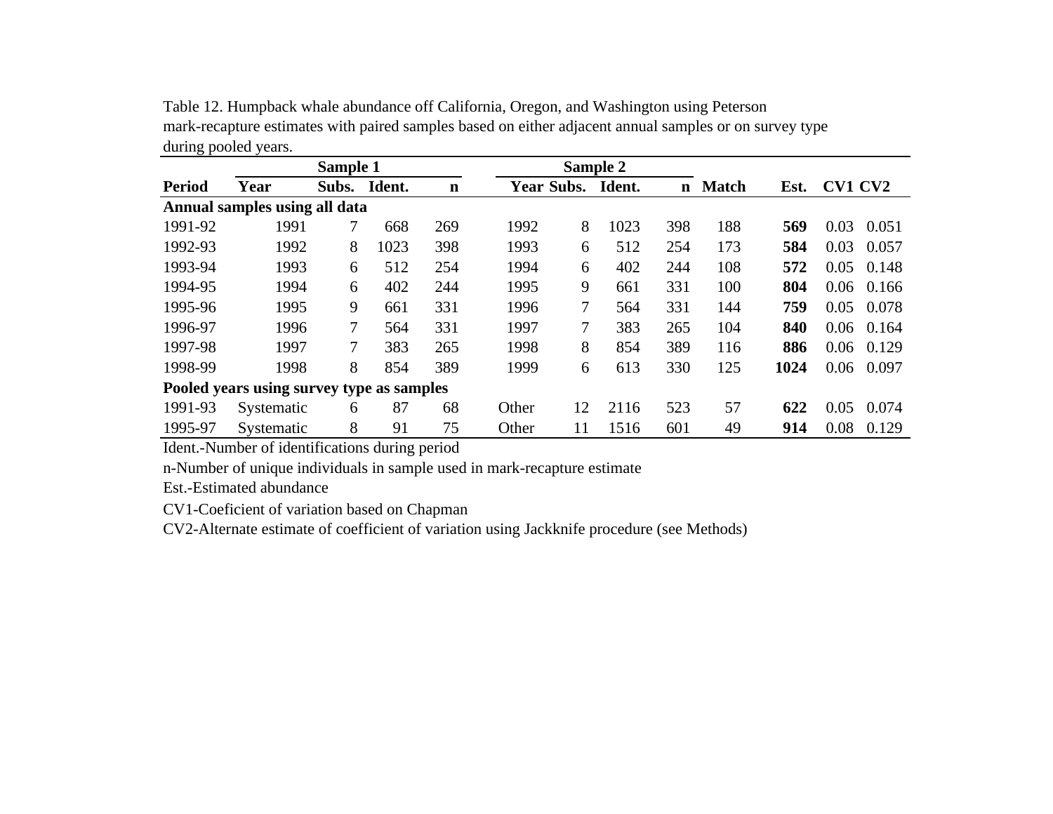Table 12. Humpback whale abundance off California, Oregon, and Washington using Peterson mark-recapture estimates with paired samples based on either adjacent annual samples or on survey type during pooled years.

| | Sample 1 | | | | Sample 2 | | | | | | | |
|---|---|---|---|---|---|---|---|---|---|---|---|---|
| **Period** | **Year** | **Subs.** | **Ident.** | **n** | **Year** | **Subs.** | **Ident.** | **n** | **Match** | **Est.** | **CV1** | **CV2** |
| **Annual samples using all data** | | | | | | | | | | | | |
| 1991-92 | 1991 | 7 | 668 | 269 | 1992 | 8 | 1023 | 398 | 188 | **569** | 0.03 | 0.051 |
| 1992-93 | 1992 | 8 | 1023 | 398 | 1993 | 6 | 512 | 254 | 173 | **584** | 0.03 | 0.057 |
| 1993-94 | 1993 | 6 | 512 | 254 | 1994 | 6 | 402 | 244 | 108 | **572** | 0.05 | 0.148 |
| 1994-95 | 1994 | 6 | 402 | 244 | 1995 | 9 | 661 | 331 | 100 | **804** | 0.06 | 0.166 |
| 1995-96 | 1995 | 9 | 661 | 331 | 1996 | 7 | 564 | 331 | 144 | **759** | 0.05 | 0.078 |
| 1996-97 | 1996 | 7 | 564 | 331 | 1997 | 7 | 383 | 265 | 104 | **840** | 0.06 | 0.164 |
| 1997-98 | 1997 | 7 | 383 | 265 | 1998 | 8 | 854 | 389 | 116 | **886** | 0.06 | 0.129 |
| 1998-99 | 1998 | 8 | 854 | 389 | 1999 | 6 | 613 | 330 | 125 | **1024** | 0.06 | 0.097 |
| **Pooled years using survey type as samples** | | | | | | | | | | | | |
| 1991-93 | Systematic | 6 | 87 | 68 | Other | 12 | 2116 | 523 | 57 | **622** | 0.05 | 0.074 |
| 1995-97 | Systematic | 8 | 91 | 75 | Other | 11 | 1516 | 601 | 49 | **914** | 0.08 | 0.129 |

Ident.-Number of identifications during period

n-Number of unique individuals in sample used in mark-recapture estimate

Est.-Estimated abundance

CV1-Coeficient of variation based on Chapman

CV2-Alternate estimate of coefficient of variation using Jackknife procedure (see Methods)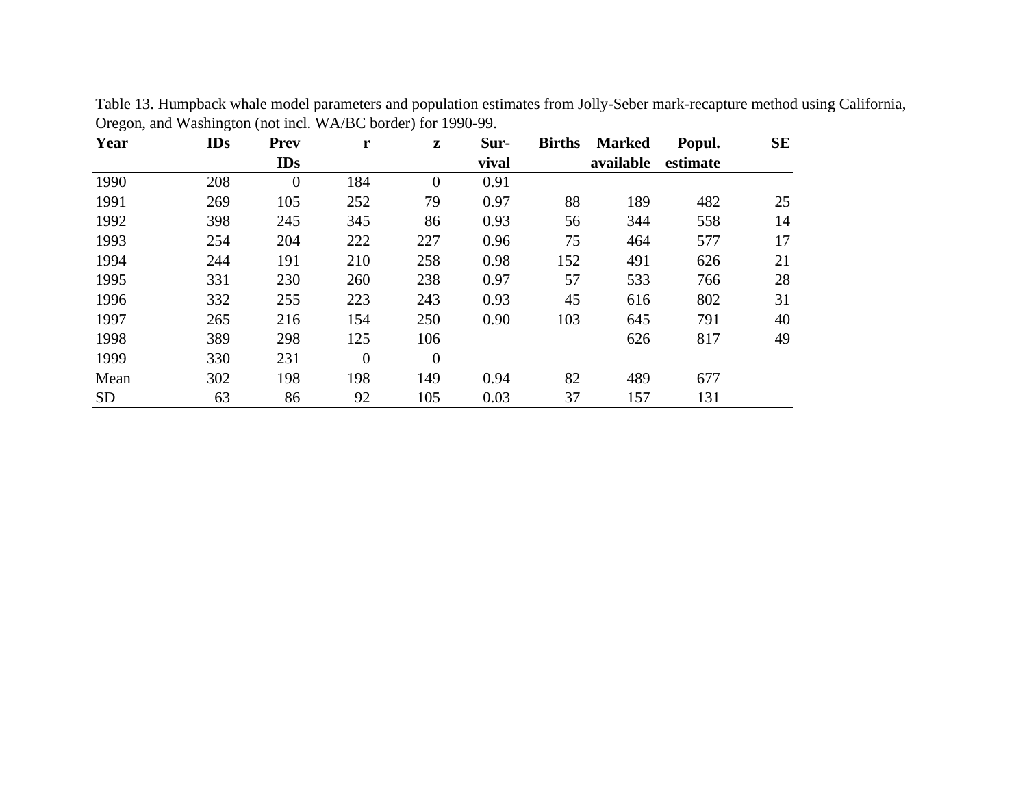Table 13. Humpback whale model parameters and population estimates from Jolly-Seber mark-recapture method using California, Oregon, and Washington (not incl. WA/BC border) for 1990-99.

| Year | IDs | Prev IDs | r | z | Survival | Births | Marked available | Popul. estimate | SE |
|---|---|---|---|---|---|---|---|---|---|
| 1990 | 208 | 0 | 184 | 0 | 0.91 | | | | |
| 1991 | 269 | 105 | 252 | 79 | 0.97 | 88 | 189 | 482 | 25 |
| 1992 | 398 | 245 | 345 | 86 | 0.93 | 56 | 344 | 558 | 14 |
| 1993 | 254 | 204 | 222 | 227 | 0.96 | 75 | 464 | 577 | 17 |
| 1994 | 244 | 191 | 210 | 258 | 0.98 | 152 | 491 | 626 | 21 |
| 1995 | 331 | 230 | 260 | 238 | 0.97 | 57 | 533 | 766 | 28 |
| 1996 | 332 | 255 | 223 | 243 | 0.93 | 45 | 616 | 802 | 31 |
| 1997 | 265 | 216 | 154 | 250 | 0.90 | 103 | 645 | 791 | 40 |
| 1998 | 389 | 298 | 125 | 106 | | | 626 | 817 | 49 |
| 1999 | 330 | 231 | 0 | 0 | | | | | |
| Mean | 302 | 198 | 198 | 149 | 0.94 | 82 | 489 | 677 | |
| SD | 63 | 86 | 92 | 105 | 0.03 | 37 | 157 | 131 | |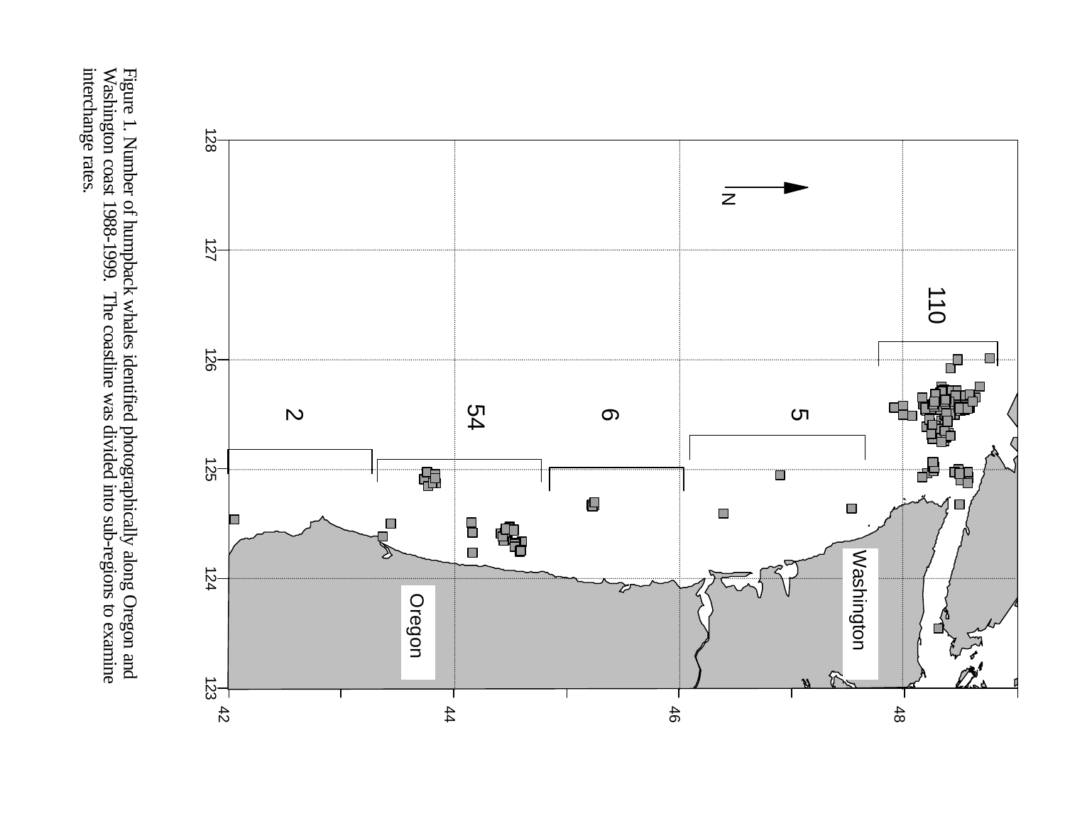Figure 1. Number of humpback whales identified photographically along Oregon and Washington coast 1988-1999. The coastline was divided into sub-regions to examine interchange rates.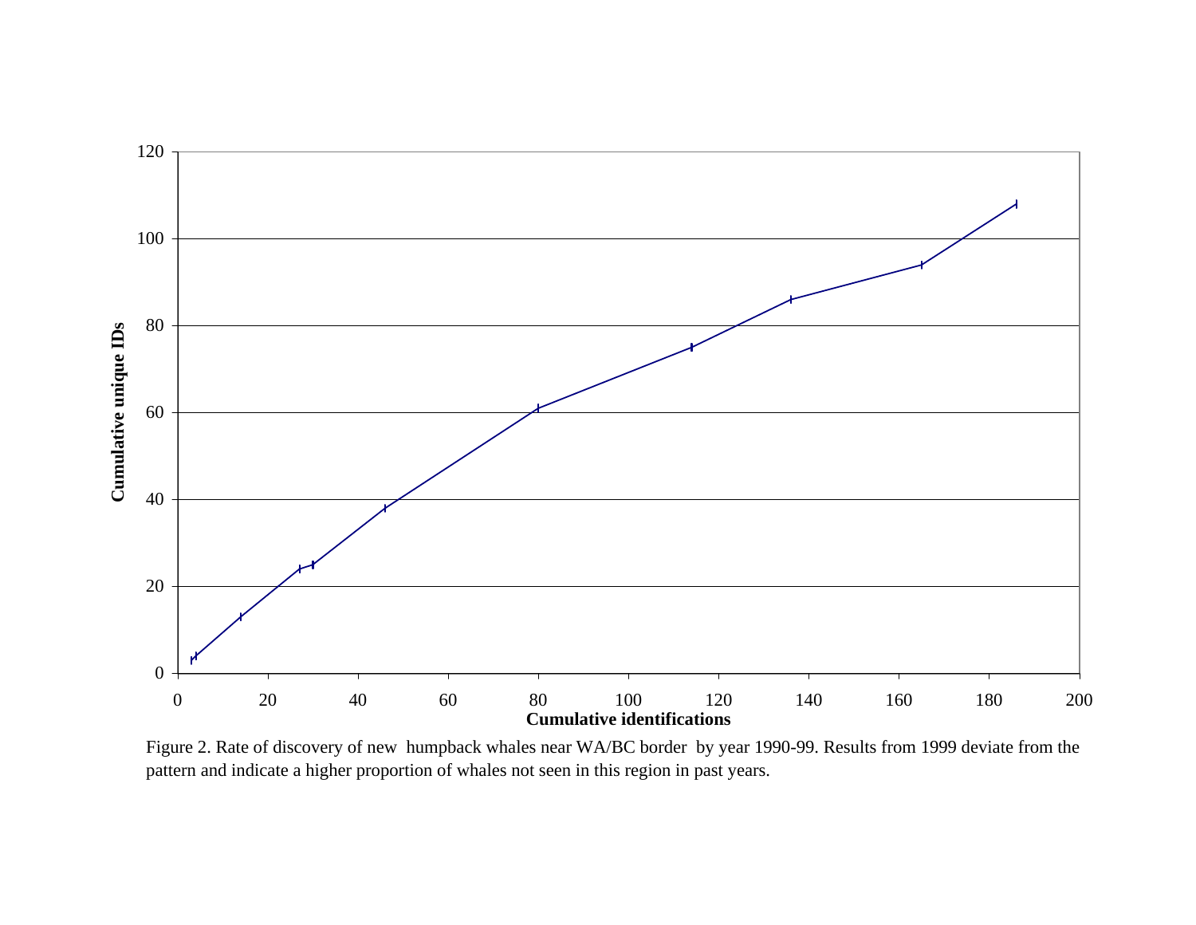Figure 2. Rate of discovery of new humpback whales near WA/BC border by year 1990-99. Results from 1999 deviate from the pattern and indicate a higher proportion of whales not seen in this region in past years.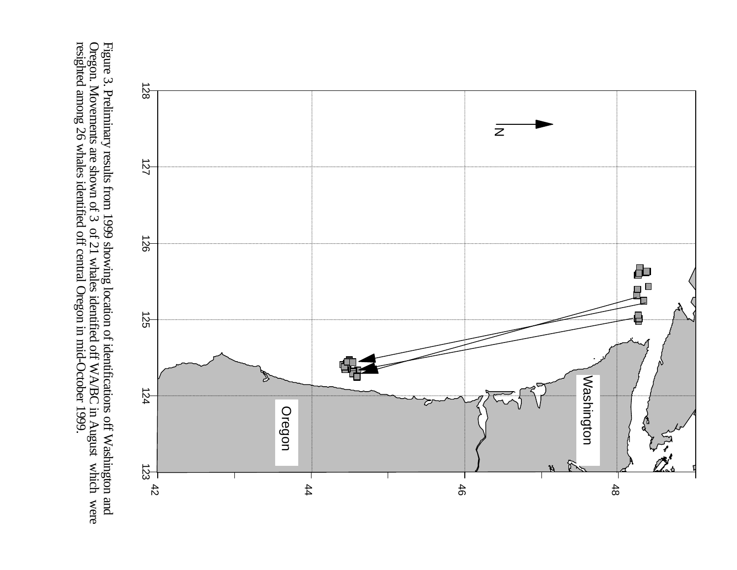Figure 3. Preliminary results from 1999 showing location of identifications off Washington and Oregon. Movements are shown of 3 of 21 whales identified off WA/BC in August which were resighted among 26 whales identified off central Oregon in mid-October 1999.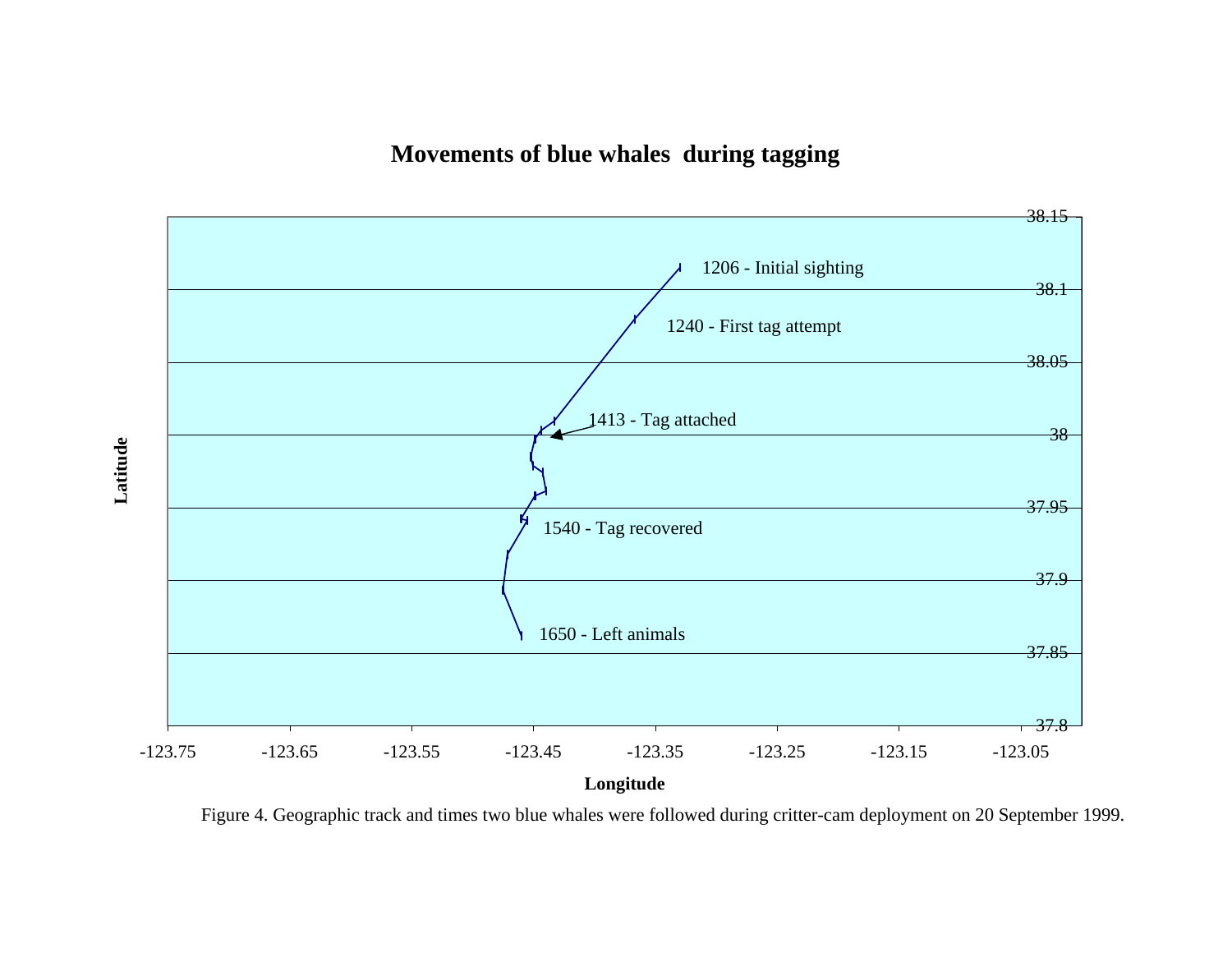Figure 4. Geographic track and times two blue whales were followed during critter-cam deployment on 20 September 1999.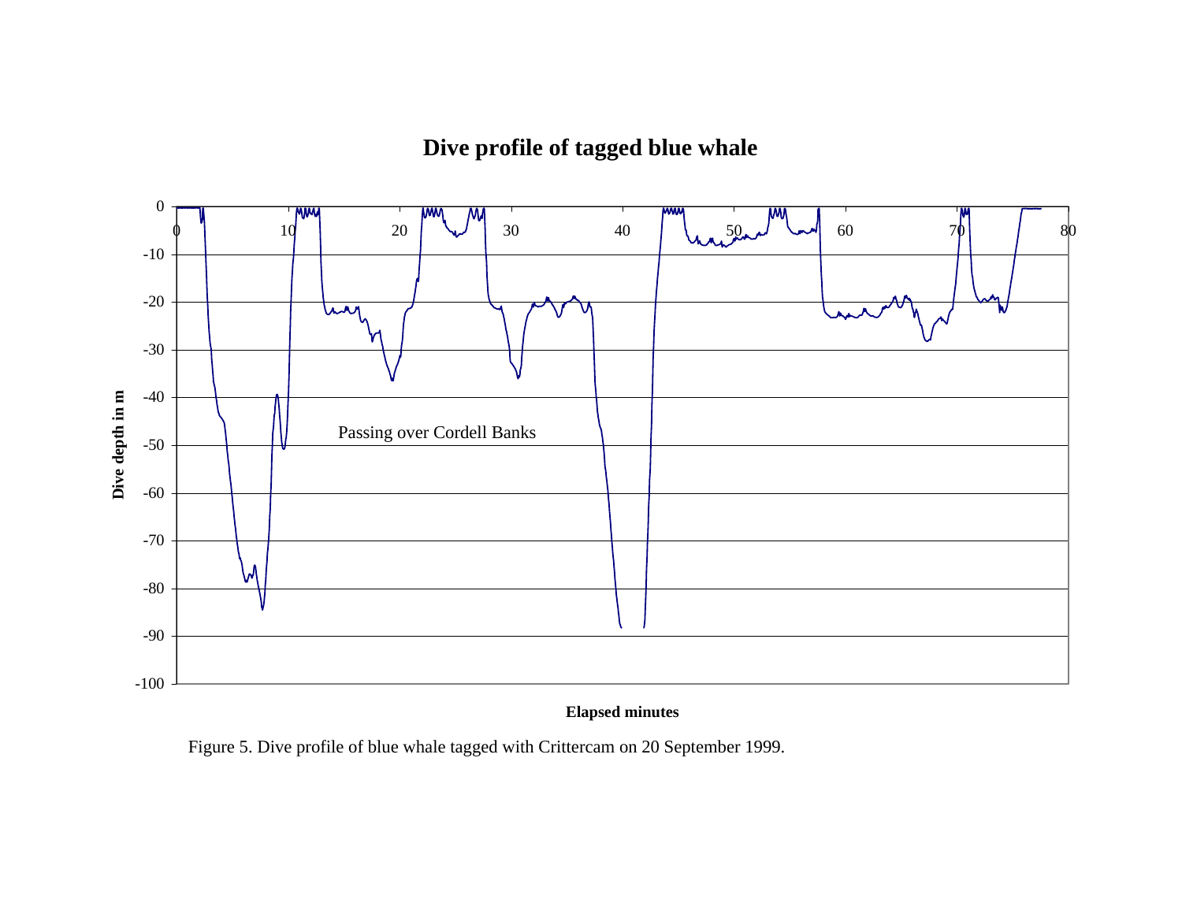**Dive profile of tagged blue whale**

Passing over Cordell Banks

Dive depth in m

Elapsed minutes

Figure 5. Dive profile of blue whale tagged with Crittercam on 20 September 1999.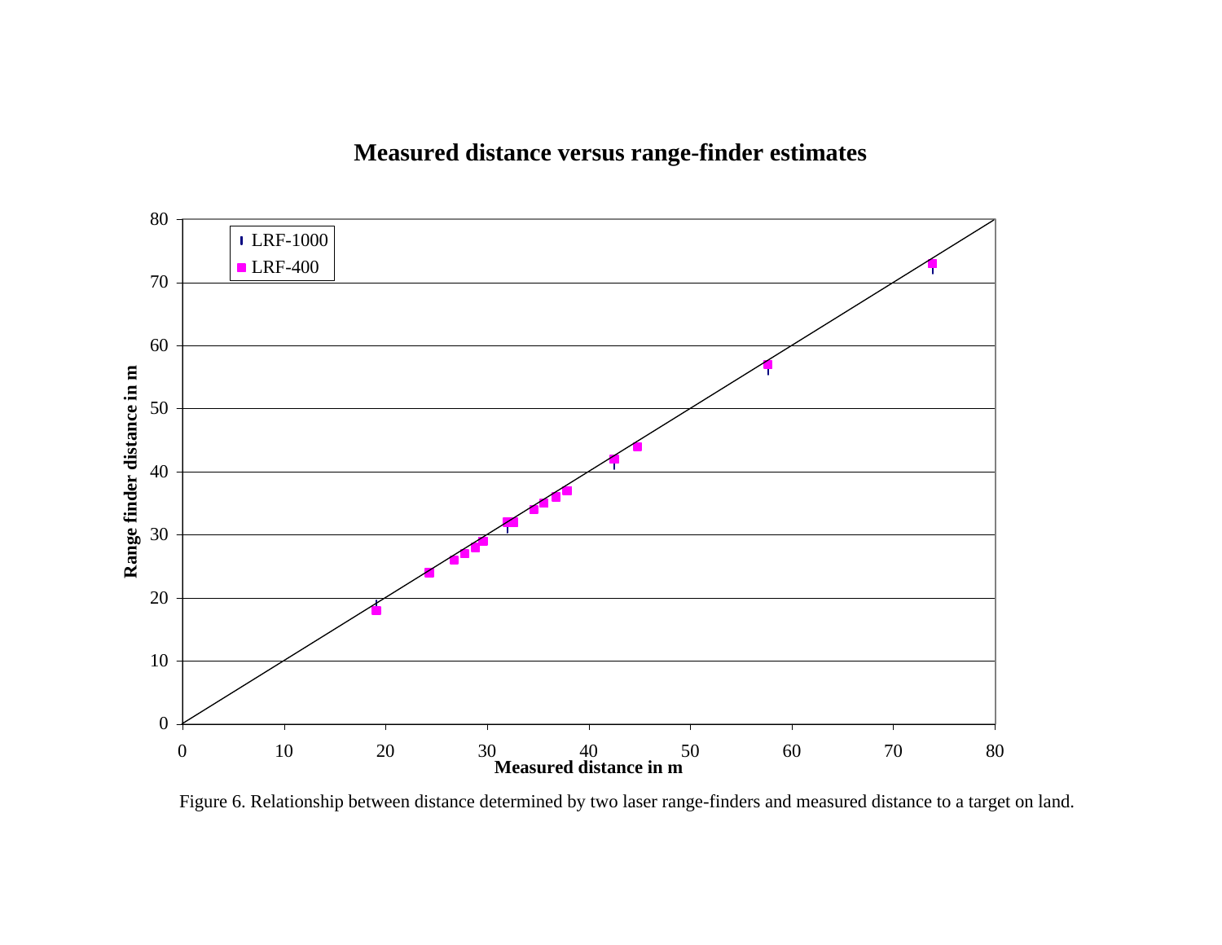**Measured distance versus range-finder estimates**

Figure 6. Relationship between distance determined by two laser range-finders and measured distance to a target on land.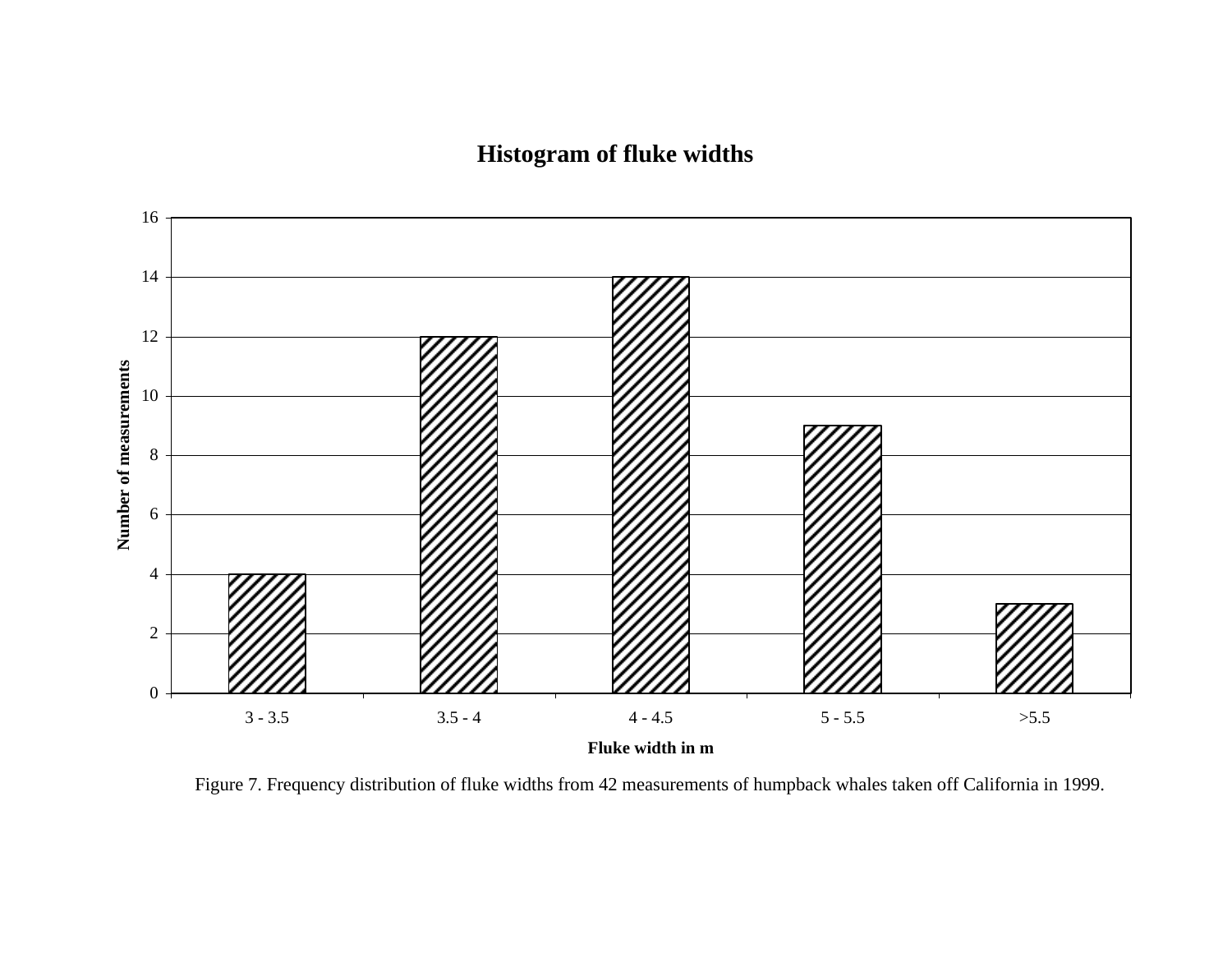**Histogram of fluke widths**

| Fluke width in m | Number of measurements |
|---|---|
| 3 - 3.5 | 4 |
| 3.5 - 4 | 12 |
| 4 - 4.5 | 14 |
| 5 - 5.5 | 9 |
| >5.5 | 3 |

Figure 7. Frequency distribution of fluke widths from 42 measurements of humpback whales taken off California in 1999.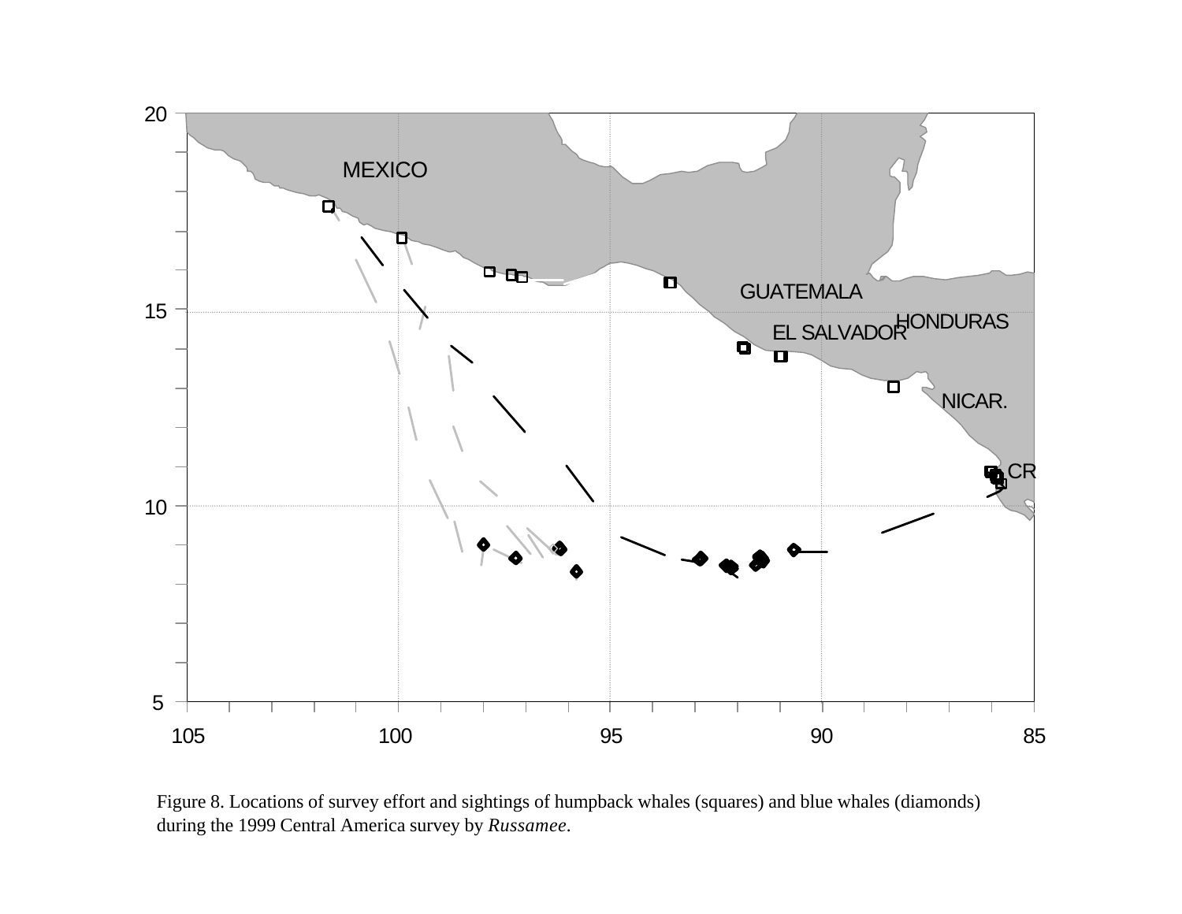20

MEXICO

GUATEMALA

15

HONDURAS

EL SALVADOR

NICAR.

CR

10

5

105

100

95

90

85

Figure 8. Locations of survey effort and sightings of humpback whales (squares) and blue whales (diamonds) during the 1999 Central America survey by *Russamee*.